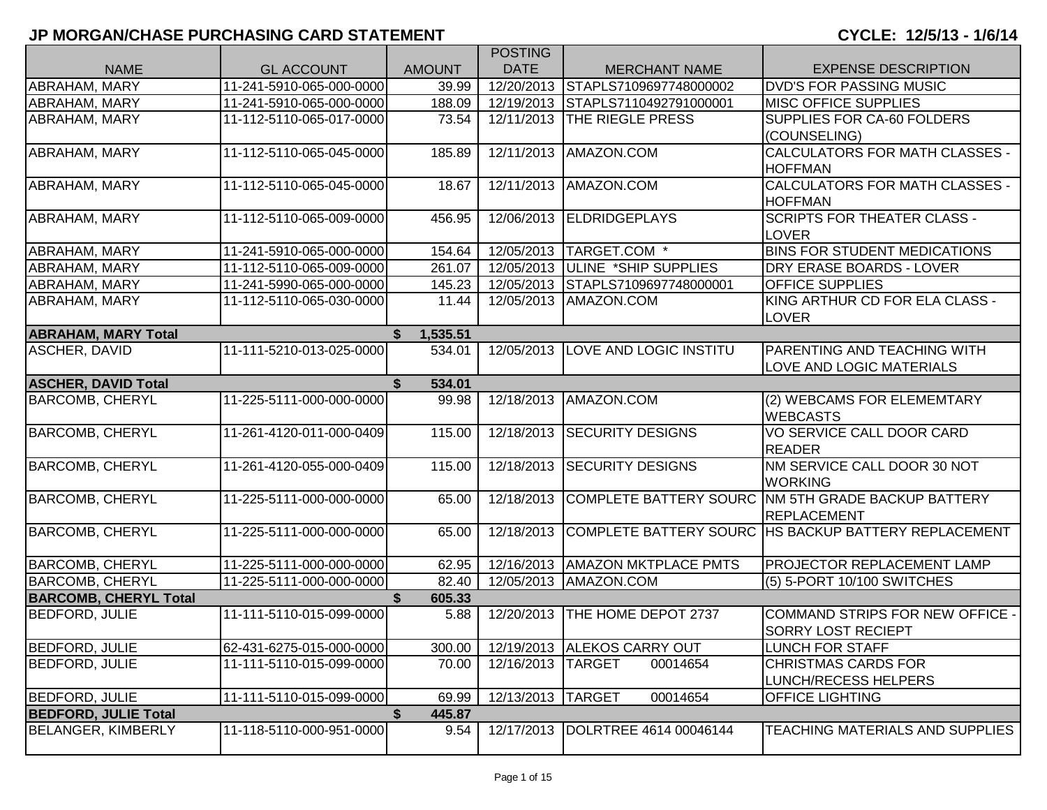## JP MORGAN/CHASE PURCHASING CARD STATEMENT

**CYCLE: 12/5/13 - 1/6/14**

| NAME | GL ACCOUNT | AMOUNT | POSTING DATE | MERCHANT NAME | EXPENSE DESCRIPTION |
|---|---|---|---|---|---|
| ABRAHAM, MARY | 11-241-5910-065-000-0000 | 39.99 | 12/20/2013 | STAPLS7109697748000002 | DVD'S FOR PASSING MUSIC |
| ABRAHAM, MARY | 11-241-5910-065-000-0000 | 188.09 | 12/19/2013 | STAPLS7110492791000001 | MISC OFFICE SUPPLIES |
| ABRAHAM, MARY | 11-112-5110-065-017-0000 | 73.54 | 12/11/2013 | THE RIEGLE PRESS | SUPPLIES FOR CA-60 FOLDERS (COUNSELING) |
| ABRAHAM, MARY | 11-112-5110-065-045-0000 | 185.89 | 12/11/2013 | AMAZON.COM | CALCULATORS FOR MATH CLASSES - HOFFMAN |
| ABRAHAM, MARY | 11-112-5110-065-045-0000 | 18.67 | 12/11/2013 | AMAZON.COM | CALCULATORS FOR MATH CLASSES - HOFFMAN |
| ABRAHAM, MARY | 11-112-5110-065-009-0000 | 456.95 | 12/06/2013 | ELDRIDGEPLAYS | SCRIPTS FOR THEATER CLASS - LOVER |
| ABRAHAM, MARY | 11-241-5910-065-000-0000 | 154.64 | 12/05/2013 | TARGET.COM * | BINS FOR STUDENT MEDICATIONS |
| ABRAHAM, MARY | 11-112-5110-065-009-0000 | 261.07 | 12/05/2013 | ULINE *SHIP SUPPLIES | DRY ERASE BOARDS - LOVER |
| ABRAHAM, MARY | 11-241-5990-065-000-0000 | 145.23 | 12/05/2013 | STAPLS7109697748000001 | OFFICE SUPPLIES |
| ABRAHAM, MARY | 11-112-5110-065-030-0000 | 11.44 | 12/05/2013 | AMAZON.COM | KING ARTHUR CD FOR ELA CLASS - LOVER |
| **ABRAHAM, MARY Total** | | **$ 1,535.51** | | | |
| ASCHER, DAVID | 11-111-5210-013-025-0000 | 534.01 | 12/05/2013 | LOVE AND LOGIC INSTITU | PARENTING AND TEACHING WITH LOVE AND LOGIC MATERIALS |
| **ASCHER, DAVID Total** | | **$ 534.01** | | | |
| BARCOMB, CHERYL | 11-225-5111-000-000-0000 | 99.98 | 12/18/2013 | AMAZON.COM | (2) WEBCAMS FOR ELEMEMTARY WEBCASTS |
| BARCOMB, CHERYL | 11-261-4120-011-000-0409 | 115.00 | 12/18/2013 | SECURITY DESIGNS | VO SERVICE CALL DOOR CARD READER |
| BARCOMB, CHERYL | 11-261-4120-055-000-0409 | 115.00 | 12/18/2013 | SECURITY DESIGNS | NM SERVICE CALL DOOR 30 NOT WORKING |
| BARCOMB, CHERYL | 11-225-5111-000-000-0000 | 65.00 | 12/18/2013 | COMPLETE BATTERY SOURC | NM 5TH GRADE BACKUP BATTERY REPLACEMENT |
| BARCOMB, CHERYL | 11-225-5111-000-000-0000 | 65.00 | 12/18/2013 | COMPLETE BATTERY SOURC | HS BACKUP BATTERY REPLACEMENT |
| BARCOMB, CHERYL | 11-225-5111-000-000-0000 | 62.95 | 12/16/2013 | AMAZON MKTPLACE PMTS | PROJECTOR REPLACEMENT LAMP |
| BARCOMB, CHERYL | 11-225-5111-000-000-0000 | 82.40 | 12/05/2013 | AMAZON.COM | (5) 5-PORT 10/100 SWITCHES |
| **BARCOMB, CHERYL Total** | | **$ 605.33** | | | |
| BEDFORD, JULIE | 11-111-5110-015-099-0000 | 5.88 | 12/20/2013 | THE HOME DEPOT 2737 | COMMAND STRIPS FOR NEW OFFICE - SORRY LOST RECIEPT |
| BEDFORD, JULIE | 62-431-6275-015-000-0000 | 300.00 | 12/19/2013 | ALEKOS CARRY OUT | LUNCH FOR STAFF |
| BEDFORD, JULIE | 11-111-5110-015-099-0000 | 70.00 | 12/16/2013 | TARGET 00014654 | CHRISTMAS CARDS FOR LUNCH/RECESS HELPERS |
| BEDFORD, JULIE | 11-111-5110-015-099-0000 | 69.99 | 12/13/2013 | TARGET 00014654 | OFFICE LIGHTING |
| **BEDFORD, JULIE Total** | | **$ 445.87** | | | |
| BELANGER, KIMBERLY | 11-118-5110-000-951-0000 | 9.54 | 12/17/2013 | DOLRTREE 4614 00046144 | TEACHING MATERIALS AND SUPPLIES |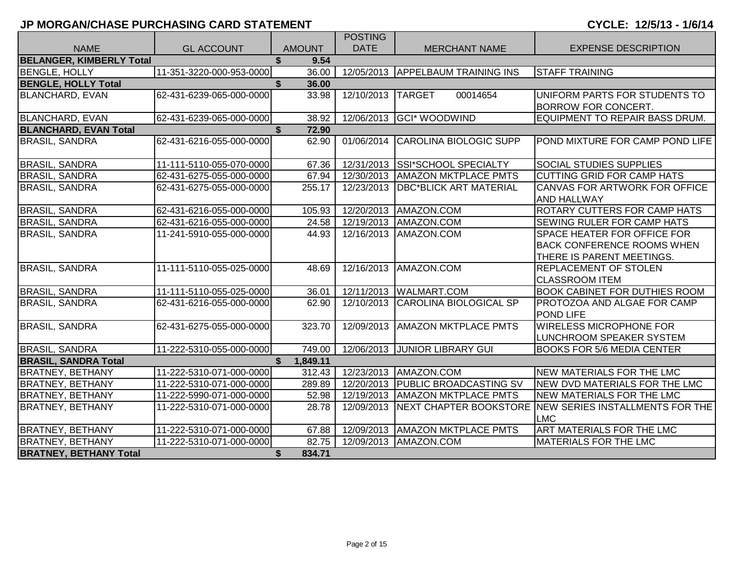**JP MORGAN/CHASE PURCHASING CARD STATEMENT** — **CYCLE: 12/5/13 - 1/6/14**

| NAME | GL ACCOUNT | AMOUNT | POSTING DATE | MERCHANT NAME | EXPENSE DESCRIPTION |
|---|---|---|---|---|---|
| **BELANGER, KIMBERLY Total** | | **$ 9.54** | | | |
| BENGLE, HOLLY | 11-351-3220-000-953-0000 | 36.00 | 12/05/2013 | APPELBAUM TRAINING INS | STAFF TRAINING |
| **BENGLE, HOLLY Total** | | **$ 36.00** | | | |
| BLANCHARD, EVAN | 62-431-6239-065-000-0000 | 33.98 | 12/10/2013 | TARGET 00014654 | UNIFORM PARTS FOR STUDENTS TO BORROW FOR CONCERT. |
| BLANCHARD, EVAN | 62-431-6239-065-000-0000 | 38.92 | 12/06/2013 | GCI* WOODWIND | EQUIPMENT TO REPAIR BASS DRUM. |
| **BLANCHARD, EVAN Total** | | **$ 72.90** | | | |
| BRASIL, SANDRA | 62-431-6216-055-000-0000 | 62.90 | 01/06/2014 | CAROLINA BIOLOGIC SUPP | POND MIXTURE FOR CAMP POND LIFE |
| BRASIL, SANDRA | 11-111-5110-055-070-0000 | 67.36 | 12/31/2013 | SSI*SCHOOL SPECIALTY | SOCIAL STUDIES SUPPLIES |
| BRASIL, SANDRA | 62-431-6275-055-000-0000 | 67.94 | 12/30/2013 | AMAZON MKTPLACE PMTS | CUTTING GRID FOR CAMP HATS |
| BRASIL, SANDRA | 62-431-6275-055-000-0000 | 255.17 | 12/23/2013 | DBC*BLICK ART MATERIAL | CANVAS FOR ARTWORK FOR OFFICE AND HALLWAY |
| BRASIL, SANDRA | 62-431-6216-055-000-0000 | 105.93 | 12/20/2013 | AMAZON.COM | ROTARY CUTTERS FOR CAMP HATS |
| BRASIL, SANDRA | 62-431-6216-055-000-0000 | 24.58 | 12/19/2013 | AMAZON.COM | SEWING RULER FOR CAMP HATS |
| BRASIL, SANDRA | 11-241-5910-055-000-0000 | 44.93 | 12/16/2013 | AMAZON.COM | SPACE HEATER FOR OFFICE FOR BACK CONFERENCE ROOMS WHEN THERE IS PARENT MEETINGS. |
| BRASIL, SANDRA | 11-111-5110-055-025-0000 | 48.69 | 12/16/2013 | AMAZON.COM | REPLACEMENT OF STOLEN CLASSROOM ITEM |
| BRASIL, SANDRA | 11-111-5110-055-025-0000 | 36.01 | 12/11/2013 | WALMART.COM | BOOK CABINET FOR DUTHIES ROOM |
| BRASIL, SANDRA | 62-431-6216-055-000-0000 | 62.90 | 12/10/2013 | CAROLINA BIOLOGICAL SP | PROTOZOA AND ALGAE FOR CAMP POND LIFE |
| BRASIL, SANDRA | 62-431-6275-055-000-0000 | 323.70 | 12/09/2013 | AMAZON MKTPLACE PMTS | WIRELESS MICROPHONE FOR LUNCHROOM SPEAKER SYSTEM |
| BRASIL, SANDRA | 11-222-5310-055-000-0000 | 749.00 | 12/06/2013 | JUNIOR LIBRARY GUI | BOOKS FOR 5/6 MEDIA CENTER |
| **BRASIL, SANDRA Total** | | **$ 1,849.11** | | | |
| BRATNEY, BETHANY | 11-222-5310-071-000-0000 | 312.43 | 12/23/2013 | AMAZON.COM | NEW MATERIALS FOR THE LMC |
| BRATNEY, BETHANY | 11-222-5310-071-000-0000 | 289.89 | 12/20/2013 | PUBLIC BROADCASTING SV | NEW DVD MATERIALS FOR THE LMC |
| BRATNEY, BETHANY | 11-222-5990-071-000-0000 | 52.98 | 12/19/2013 | AMAZON MKTPLACE PMTS | NEW MATERIALS FOR THE LMC |
| BRATNEY, BETHANY | 11-222-5310-071-000-0000 | 28.78 | 12/09/2013 | NEXT CHAPTER BOOKSTORE | NEW SERIES INSTALLMENTS FOR THE LMC |
| BRATNEY, BETHANY | 11-222-5310-071-000-0000 | 67.88 | 12/09/2013 | AMAZON MKTPLACE PMTS | ART MATERIALS FOR THE LMC |
| BRATNEY, BETHANY | 11-222-5310-071-000-0000 | 82.75 | 12/09/2013 | AMAZON.COM | MATERIALS FOR THE LMC |
| **BRATNEY, BETHANY Total** | | **$ 834.71** | | | |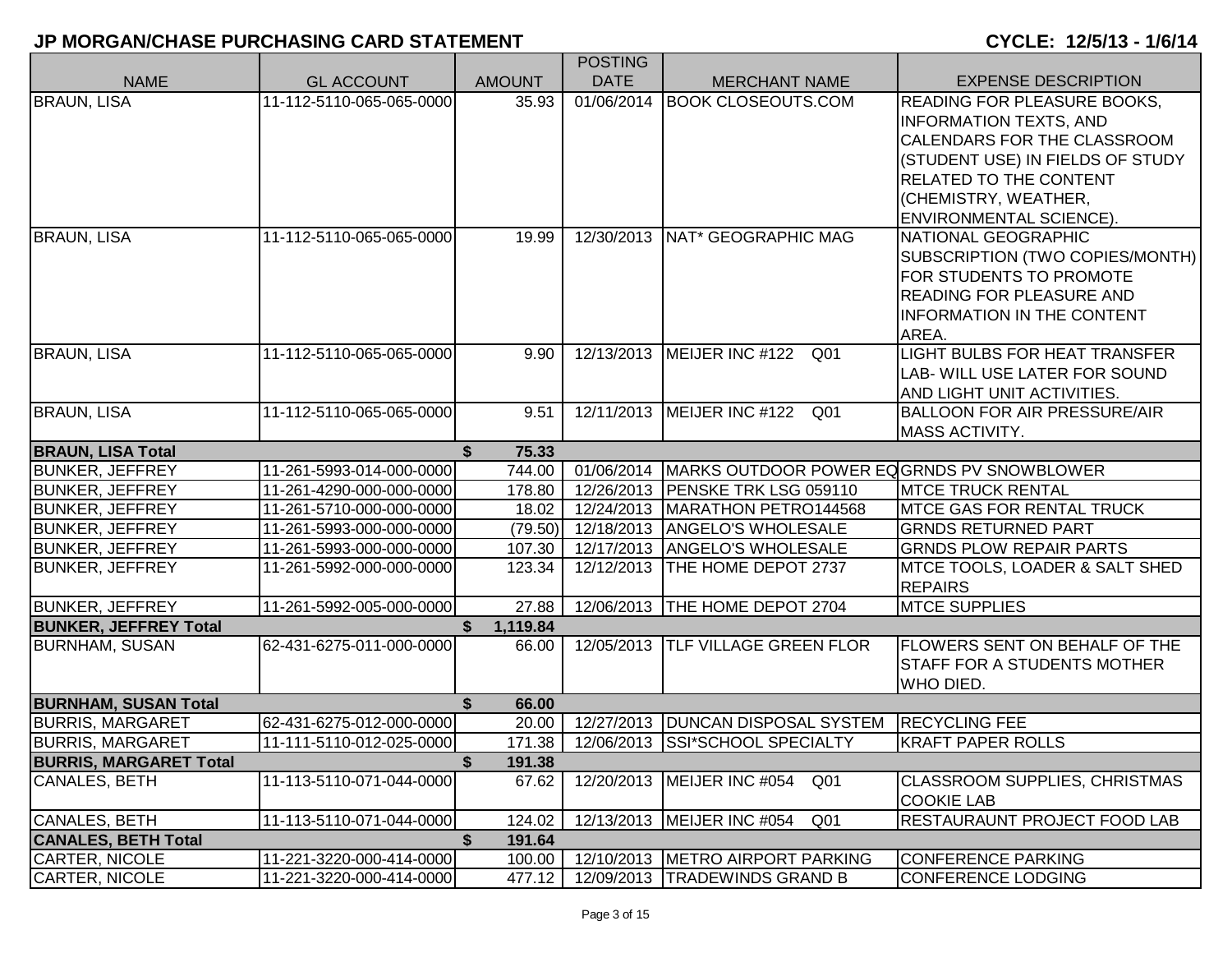## JP MORGAN/CHASE PURCHASING CARD STATEMENT

**CYCLE: 12/5/13 - 1/6/14**

| NAME | GL ACCOUNT | AMOUNT | POSTING DATE | MERCHANT NAME | EXPENSE DESCRIPTION |
|---|---|---|---|---|---|
| BRAUN, LISA | 11-112-5110-065-065-0000 | 35.93 | 01/06/2014 | BOOK CLOSEOUTS.COM | READING FOR PLEASURE BOOKS, INFORMATION TEXTS, AND CALENDARS FOR THE CLASSROOM (STUDENT USE) IN FIELDS OF STUDY RELATED TO THE CONTENT (CHEMISTRY, WEATHER, ENVIRONMENTAL SCIENCE). |
| BRAUN, LISA | 11-112-5110-065-065-0000 | 19.99 | 12/30/2013 | NAT* GEOGRAPHIC MAG | NATIONAL GEOGRAPHIC SUBSCRIPTION (TWO COPIES/MONTH) FOR STUDENTS TO PROMOTE READING FOR PLEASURE AND INFORMATION IN THE CONTENT AREA. |
| BRAUN, LISA | 11-112-5110-065-065-0000 | 9.90 | 12/13/2013 | MEIJER INC #122 Q01 | LIGHT BULBS FOR HEAT TRANSFER LAB- WILL USE LATER FOR SOUND AND LIGHT UNIT ACTIVITIES. |
| BRAUN, LISA | 11-112-5110-065-065-0000 | 9.51 | 12/11/2013 | MEIJER INC #122 Q01 | BALLOON FOR AIR PRESSURE/AIR MASS ACTIVITY. |
| **BRAUN, LISA Total** | | **$ 75.33** | | | |
| BUNKER, JEFFREY | 11-261-5993-014-000-0000 | 744.00 | 01/06/2014 | MARKS OUTDOOR POWER EQ | GRNDS PV SNOWBLOWER |
| BUNKER, JEFFREY | 11-261-4290-000-000-0000 | 178.80 | 12/26/2013 | PENSKE TRK LSG 059110 | MTCE TRUCK RENTAL |
| BUNKER, JEFFREY | 11-261-5710-000-000-0000 | 18.02 | 12/24/2013 | MARATHON PETRO144568 | MTCE GAS FOR RENTAL TRUCK |
| BUNKER, JEFFREY | 11-261-5993-000-000-0000 | (79.50) | 12/18/2013 | ANGELO'S WHOLESALE | GRNDS RETURNED PART |
| BUNKER, JEFFREY | 11-261-5993-000-000-0000 | 107.30 | 12/17/2013 | ANGELO'S WHOLESALE | GRNDS PLOW REPAIR PARTS |
| BUNKER, JEFFREY | 11-261-5992-000-000-0000 | 123.34 | 12/12/2013 | THE HOME DEPOT 2737 | MTCE TOOLS, LOADER & SALT SHED REPAIRS |
| BUNKER, JEFFREY | 11-261-5992-005-000-0000 | 27.88 | 12/06/2013 | THE HOME DEPOT 2704 | MTCE SUPPLIES |
| **BUNKER, JEFFREY Total** | | **$ 1,119.84** | | | |
| BURNHAM, SUSAN | 62-431-6275-011-000-0000 | 66.00 | 12/05/2013 | TLF VILLAGE GREEN FLOR | FLOWERS SENT ON BEHALF OF THE STAFF FOR A STUDENTS MOTHER WHO DIED. |
| **BURNHAM, SUSAN Total** | | **$ 66.00** | | | |
| BURRIS, MARGARET | 62-431-6275-012-000-0000 | 20.00 | 12/27/2013 | DUNCAN DISPOSAL SYSTEM | RECYCLING FEE |
| BURRIS, MARGARET | 11-111-5110-012-025-0000 | 171.38 | 12/06/2013 | SSI*SCHOOL SPECIALTY | KRAFT PAPER ROLLS |
| **BURRIS, MARGARET Total** | | **$ 191.38** | | | |
| CANALES, BETH | 11-113-5110-071-044-0000 | 67.62 | 12/20/2013 | MEIJER INC #054 Q01 | CLASSROOM SUPPLIES, CHRISTMAS COOKIE LAB |
| CANALES, BETH | 11-113-5110-071-044-0000 | 124.02 | 12/13/2013 | MEIJER INC #054 Q01 | RESTAURAUNT PROJECT FOOD LAB |
| **CANALES, BETH Total** | | **$ 191.64** | | | |
| CARTER, NICOLE | 11-221-3220-000-414-0000 | 100.00 | 12/10/2013 | METRO AIRPORT PARKING | CONFERENCE PARKING |
| CARTER, NICOLE | 11-221-3220-000-414-0000 | 477.12 | 12/09/2013 | TRADEWINDS GRAND B | CONFERENCE LODGING |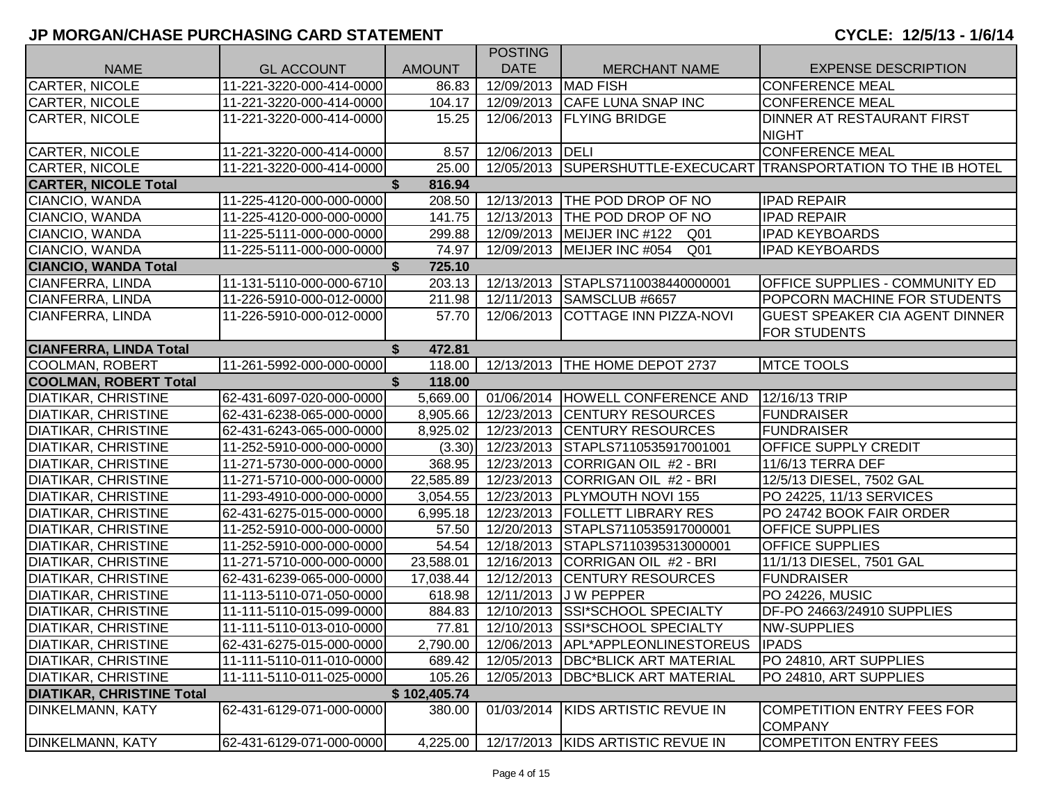## JP MORGAN/CHASE PURCHASING CARD STATEMENT

**CYCLE: 12/5/13 - 1/6/14**

| NAME | GL ACCOUNT | AMOUNT | POSTING DATE | MERCHANT NAME | EXPENSE DESCRIPTION |
|---|---|---|---|---|---|
| CARTER, NICOLE | 11-221-3220-000-414-0000 | 86.83 | 12/09/2013 | MAD FISH | CONFERENCE MEAL |
| CARTER, NICOLE | 11-221-3220-000-414-0000 | 104.17 | 12/09/2013 | CAFE LUNA SNAP INC | CONFERENCE MEAL |
| CARTER, NICOLE | 11-221-3220-000-414-0000 | 15.25 | 12/06/2013 | FLYING BRIDGE | DINNER AT RESTAURANT FIRST NIGHT |
| CARTER, NICOLE | 11-221-3220-000-414-0000 | 8.57 | 12/06/2013 | DELI | CONFERENCE MEAL |
| CARTER, NICOLE | 11-221-3220-000-414-0000 | 25.00 | 12/05/2013 | SUPERSHUTTLE-EXECUCART | TRANSPORTATION TO THE IB HOTEL |
| **CARTER, NICOLE Total** | | **$ 816.94** | | | |
| CIANCIO, WANDA | 11-225-4120-000-000-0000 | 208.50 | 12/13/2013 | THE POD DROP OF NO | IPAD REPAIR |
| CIANCIO, WANDA | 11-225-4120-000-000-0000 | 141.75 | 12/13/2013 | THE POD DROP OF NO | IPAD REPAIR |
| CIANCIO, WANDA | 11-225-5111-000-000-0000 | 299.88 | 12/09/2013 | MEIJER INC #122 Q01 | IPAD KEYBOARDS |
| CIANCIO, WANDA | 11-225-5111-000-000-0000 | 74.97 | 12/09/2013 | MEIJER INC #054 Q01 | IPAD KEYBOARDS |
| **CIANCIO, WANDA Total** | | **$ 725.10** | | | |
| CIANFERRA, LINDA | 11-131-5110-000-000-6710 | 203.13 | 12/13/2013 | STAPLS7110038440000001 | OFFICE SUPPLIES - COMMUNITY ED |
| CIANFERRA, LINDA | 11-226-5910-000-012-0000 | 211.98 | 12/11/2013 | SAMSCLUB #6657 | POPCORN MACHINE FOR STUDENTS |
| CIANFERRA, LINDA | 11-226-5910-000-012-0000 | 57.70 | 12/06/2013 | COTTAGE INN PIZZA-NOVI | GUEST SPEAKER CIA AGENT DINNER FOR STUDENTS |
| **CIANFERRA, LINDA Total** | | **$ 472.81** | | | |
| COOLMAN, ROBERT | 11-261-5992-000-000-0000 | 118.00 | 12/13/2013 | THE HOME DEPOT 2737 | MTCE TOOLS |
| **COOLMAN, ROBERT Total** | | **$ 118.00** | | | |
| DIATIKAR, CHRISTINE | 62-431-6097-020-000-0000 | 5,669.00 | 01/06/2014 | HOWELL CONFERENCE AND | 12/16/13 TRIP |
| DIATIKAR, CHRISTINE | 62-431-6238-065-000-0000 | 8,905.66 | 12/23/2013 | CENTURY RESOURCES | FUNDRAISER |
| DIATIKAR, CHRISTINE | 62-431-6243-065-000-0000 | 8,925.02 | 12/23/2013 | CENTURY RESOURCES | FUNDRAISER |
| DIATIKAR, CHRISTINE | 11-252-5910-000-000-0000 | (3.30) | 12/23/2013 | STAPLS7110535917001001 | OFFICE SUPPLY CREDIT |
| DIATIKAR, CHRISTINE | 11-271-5730-000-000-0000 | 368.95 | 12/23/2013 | CORRIGAN OIL #2 - BRI | 11/6/13 TERRA DEF |
| DIATIKAR, CHRISTINE | 11-271-5710-000-000-0000 | 22,585.89 | 12/23/2013 | CORRIGAN OIL #2 - BRI | 12/5/13 DIESEL, 7502 GAL |
| DIATIKAR, CHRISTINE | 11-293-4910-000-000-0000 | 3,054.55 | 12/23/2013 | PLYMOUTH NOVI 155 | PO 24225, 11/13 SERVICES |
| DIATIKAR, CHRISTINE | 62-431-6275-015-000-0000 | 6,995.18 | 12/23/2013 | FOLLETT LIBRARY RES | PO 24742 BOOK FAIR ORDER |
| DIATIKAR, CHRISTINE | 11-252-5910-000-000-0000 | 57.50 | 12/20/2013 | STAPLS7110535917000001 | OFFICE SUPPLIES |
| DIATIKAR, CHRISTINE | 11-252-5910-000-000-0000 | 54.54 | 12/18/2013 | STAPLS7110395313000001 | OFFICE SUPPLIES |
| DIATIKAR, CHRISTINE | 11-271-5710-000-000-0000 | 23,588.01 | 12/16/2013 | CORRIGAN OIL #2 - BRI | 11/1/13 DIESEL, 7501 GAL |
| DIATIKAR, CHRISTINE | 62-431-6239-065-000-0000 | 17,038.44 | 12/12/2013 | CENTURY RESOURCES | FUNDRAISER |
| DIATIKAR, CHRISTINE | 11-113-5110-071-050-0000 | 618.98 | 12/11/2013 | J W PEPPER | PO 24226, MUSIC |
| DIATIKAR, CHRISTINE | 11-111-5110-015-099-0000 | 884.83 | 12/10/2013 | SSI*SCHOOL SPECIALTY | DF-PO 24663/24910 SUPPLIES |
| DIATIKAR, CHRISTINE | 11-111-5110-013-010-0000 | 77.81 | 12/10/2013 | SSI*SCHOOL SPECIALTY | NW-SUPPLIES |
| DIATIKAR, CHRISTINE | 62-431-6275-015-000-0000 | 2,790.00 | 12/06/2013 | APL*APPLEONLINESTOREUS | IPADS |
| DIATIKAR, CHRISTINE | 11-111-5110-011-010-0000 | 689.42 | 12/05/2013 | DBC*BLICK ART MATERIAL | PO 24810, ART SUPPLIES |
| DIATIKAR, CHRISTINE | 11-111-5110-011-025-0000 | 105.26 | 12/05/2013 | DBC*BLICK ART MATERIAL | PO 24810, ART SUPPLIES |
| **DIATIKAR, CHRISTINE Total** | | **$ 102,405.74** | | | |
| DINKELMANN, KATY | 62-431-6129-071-000-0000 | 380.00 | 01/03/2014 | KIDS ARTISTIC REVUE IN | COMPETITION ENTRY FEES FOR COMPANY |
| DINKELMANN, KATY | 62-431-6129-071-000-0000 | 4,225.00 | 12/17/2013 | KIDS ARTISTIC REVUE IN | COMPETITON ENTRY FEES |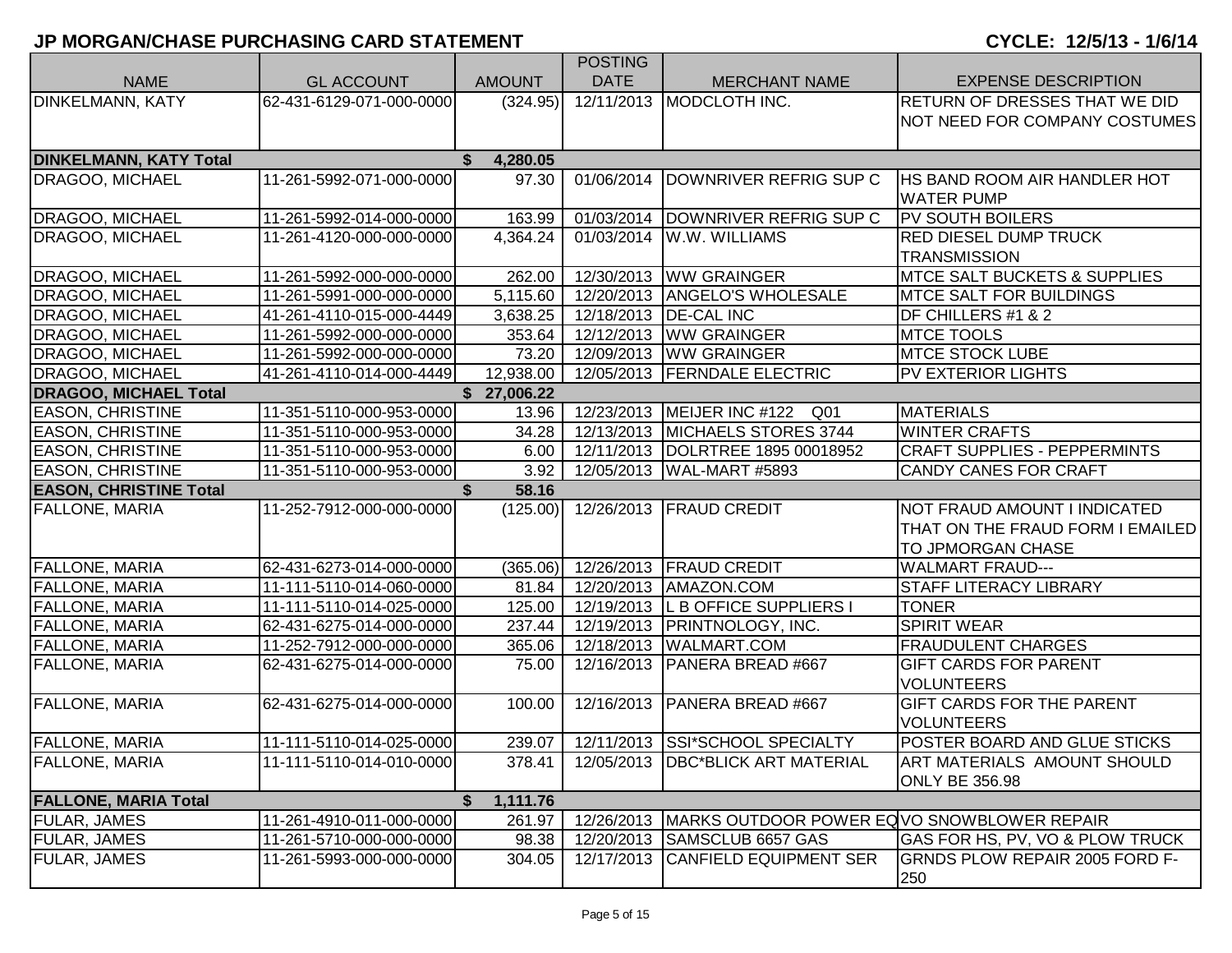## JP MORGAN/CHASE PURCHASING CARD STATEMENT

**CYCLE: 12/5/13 - 1/6/14**

| NAME | GL ACCOUNT | AMOUNT | POSTING DATE | MERCHANT NAME | EXPENSE DESCRIPTION |
|---|---|---|---|---|---|
| DINKELMANN, KATY | 62-431-6129-071-000-0000 | (324.95) | 12/11/2013 | MODCLOTH INC. | RETURN OF DRESSES THAT WE DID NOT NEED FOR COMPANY COSTUMES |
| **DINKELMANN, KATY Total** | | **$ 4,280.05** | | | |
| DRAGOO, MICHAEL | 11-261-5992-071-000-0000 | 97.30 | 01/06/2014 | DOWNRIVER REFRIG SUP C | HS BAND ROOM AIR HANDLER HOT WATER PUMP |
| DRAGOO, MICHAEL | 11-261-5992-014-000-0000 | 163.99 | 01/03/2014 | DOWNRIVER REFRIG SUP C | PV SOUTH BOILERS |
| DRAGOO, MICHAEL | 11-261-4120-000-000-0000 | 4,364.24 | 01/03/2014 | W.W. WILLIAMS | RED DIESEL DUMP TRUCK TRANSMISSION |
| DRAGOO, MICHAEL | 11-261-5992-000-000-0000 | 262.00 | 12/30/2013 | WW GRAINGER | MTCE SALT BUCKETS & SUPPLIES |
| DRAGOO, MICHAEL | 11-261-5991-000-000-0000 | 5,115.60 | 12/20/2013 | ANGELO'S WHOLESALE | MTCE SALT FOR BUILDINGS |
| DRAGOO, MICHAEL | 41-261-4110-015-000-4449 | 3,638.25 | 12/18/2013 | DE-CAL INC | DF CHILLERS #1 & 2 |
| DRAGOO, MICHAEL | 11-261-5992-000-000-0000 | 353.64 | 12/12/2013 | WW GRAINGER | MTCE TOOLS |
| DRAGOO, MICHAEL | 11-261-5992-000-000-0000 | 73.20 | 12/09/2013 | WW GRAINGER | MTCE STOCK LUBE |
| DRAGOO, MICHAEL | 41-261-4110-014-000-4449 | 12,938.00 | 12/05/2013 | FERNDALE ELECTRIC | PV EXTERIOR LIGHTS |
| **DRAGOO, MICHAEL Total** | | **$ 27,006.22** | | | |
| EASON, CHRISTINE | 11-351-5110-000-953-0000 | 13.96 | 12/23/2013 | MEIJER INC #122 Q01 | MATERIALS |
| EASON, CHRISTINE | 11-351-5110-000-953-0000 | 34.28 | 12/13/2013 | MICHAELS STORES 3744 | WINTER CRAFTS |
| EASON, CHRISTINE | 11-351-5110-000-953-0000 | 6.00 | 12/11/2013 | DOLRTREE 1895 00018952 | CRAFT SUPPLIES - PEPPERMINTS |
| EASON, CHRISTINE | 11-351-5110-000-953-0000 | 3.92 | 12/05/2013 | WAL-MART #5893 | CANDY CANES FOR CRAFT |
| **EASON, CHRISTINE Total** | | **$ 58.16** | | | |
| FALLONE, MARIA | 11-252-7912-000-000-0000 | (125.00) | 12/26/2013 | FRAUD CREDIT | NOT FRAUD AMOUNT I INDICATED THAT ON THE FRAUD FORM I EMAILED TO JPMORGAN CHASE |
| FALLONE, MARIA | 62-431-6273-014-000-0000 | (365.06) | 12/26/2013 | FRAUD CREDIT | WALMART FRAUD--- |
| FALLONE, MARIA | 11-111-5110-014-060-0000 | 81.84 | 12/20/2013 | AMAZON.COM | STAFF LITERACY LIBRARY |
| FALLONE, MARIA | 11-111-5110-014-025-0000 | 125.00 | 12/19/2013 | L B OFFICE SUPPLIERS I | TONER |
| FALLONE, MARIA | 62-431-6275-014-000-0000 | 237.44 | 12/19/2013 | PRINTNOLOGY, INC. | SPIRIT WEAR |
| FALLONE, MARIA | 11-252-7912-000-000-0000 | 365.06 | 12/18/2013 | WALMART.COM | FRAUDULENT CHARGES |
| FALLONE, MARIA | 62-431-6275-014-000-0000 | 75.00 | 12/16/2013 | PANERA BREAD #667 | GIFT CARDS FOR PARENT VOLUNTEERS |
| FALLONE, MARIA | 62-431-6275-014-000-0000 | 100.00 | 12/16/2013 | PANERA BREAD #667 | GIFT CARDS FOR THE PARENT VOLUNTEERS |
| FALLONE, MARIA | 11-111-5110-014-025-0000 | 239.07 | 12/11/2013 | SSI*SCHOOL SPECIALTY | POSTER BOARD AND GLUE STICKS |
| FALLONE, MARIA | 11-111-5110-014-010-0000 | 378.41 | 12/05/2013 | DBC*BLICK ART MATERIAL | ART MATERIALS AMOUNT SHOULD ONLY BE 356.98 |
| **FALLONE, MARIA Total** | | **$ 1,111.76** | | | |
| FULAR, JAMES | 11-261-4910-011-000-0000 | 261.97 | 12/26/2013 | MARKS OUTDOOR POWER EQ | VO SNOWBLOWER REPAIR |
| FULAR, JAMES | 11-261-5710-000-000-0000 | 98.38 | 12/20/2013 | SAMSCLUB 6657 GAS | GAS FOR HS, PV, VO & PLOW TRUCK |
| FULAR, JAMES | 11-261-5993-000-000-0000 | 304.05 | 12/17/2013 | CANFIELD EQUIPMENT SER | GRNDS PLOW REPAIR 2005 FORD F-250 |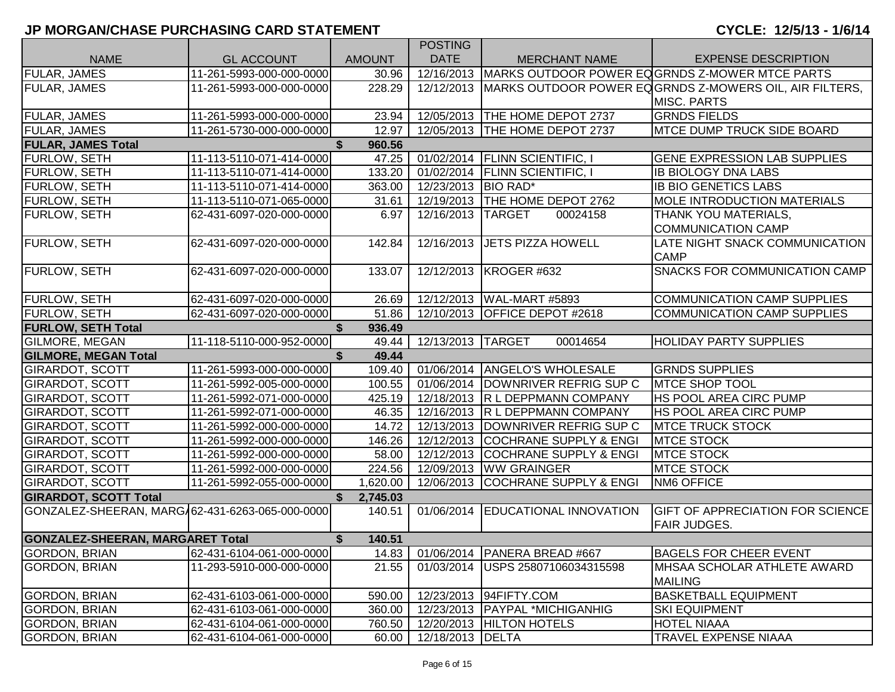## JP MORGAN/CHASE PURCHASING CARD STATEMENT

**CYCLE: 12/5/13 - 1/6/14**

| NAME | GL ACCOUNT | AMOUNT | POSTING DATE | MERCHANT NAME | EXPENSE DESCRIPTION |
|---|---|---|---|---|---|
| FULAR, JAMES | 11-261-5993-000-000-0000 | 30.96 | 12/16/2013 | MARKS OUTDOOR POWER EQ | GRNDS Z-MOWER MTCE PARTS |
| FULAR, JAMES | 11-261-5993-000-000-0000 | 228.29 | 12/12/2013 | MARKS OUTDOOR POWER EQ | GRNDS Z-MOWERS OIL, AIR FILTERS, MISC. PARTS |
| FULAR, JAMES | 11-261-5993-000-000-0000 | 23.94 | 12/05/2013 | THE HOME DEPOT 2737 | GRNDS FIELDS |
| FULAR, JAMES | 11-261-5730-000-000-0000 | 12.97 | 12/05/2013 | THE HOME DEPOT 2737 | MTCE DUMP TRUCK SIDE BOARD |
| **FULAR, JAMES Total** | | **$ 960.56** | | | |
| FURLOW, SETH | 11-113-5110-071-414-0000 | 47.25 | 01/02/2014 | FLINN SCIENTIFIC, I | GENE EXPRESSION LAB SUPPLIES |
| FURLOW, SETH | 11-113-5110-071-414-0000 | 133.20 | 01/02/2014 | FLINN SCIENTIFIC, I | IB BIOLOGY DNA LABS |
| FURLOW, SETH | 11-113-5110-071-414-0000 | 363.00 | 12/23/2013 | BIO RAD* | IB BIO GENETICS LABS |
| FURLOW, SETH | 11-113-5110-071-065-0000 | 31.61 | 12/19/2013 | THE HOME DEPOT 2762 | MOLE INTRODUCTION MATERIALS |
| FURLOW, SETH | 62-431-6097-020-000-0000 | 6.97 | 12/16/2013 | TARGET 00024158 | THANK YOU MATERIALS, COMMUNICATION CAMP |
| FURLOW, SETH | 62-431-6097-020-000-0000 | 142.84 | 12/16/2013 | JETS PIZZA HOWELL | LATE NIGHT SNACK COMMUNICATION CAMP |
| FURLOW, SETH | 62-431-6097-020-000-0000 | 133.07 | 12/12/2013 | KROGER #632 | SNACKS FOR COMMUNICATION CAMP |
| FURLOW, SETH | 62-431-6097-020-000-0000 | 26.69 | 12/12/2013 | WAL-MART #5893 | COMMUNICATION CAMP SUPPLIES |
| FURLOW, SETH | 62-431-6097-020-000-0000 | 51.86 | 12/10/2013 | OFFICE DEPOT #2618 | COMMUNICATION CAMP SUPPLIES |
| **FURLOW, SETH Total** | | **$ 936.49** | | | |
| GILMORE, MEGAN | 11-118-5110-000-952-0000 | 49.44 | 12/13/2013 | TARGET 00014654 | HOLIDAY PARTY SUPPLIES |
| **GILMORE, MEGAN Total** | | **$ 49.44** | | | |
| GIRARDOT, SCOTT | 11-261-5993-000-000-0000 | 109.40 | 01/06/2014 | ANGELO'S WHOLESALE | GRNDS SUPPLIES |
| GIRARDOT, SCOTT | 11-261-5992-005-000-0000 | 100.55 | 01/06/2014 | DOWNRIVER REFRIG SUP C | MTCE SHOP TOOL |
| GIRARDOT, SCOTT | 11-261-5992-071-000-0000 | 425.19 | 12/18/2013 | R L DEPPMANN COMPANY | HS POOL AREA CIRC PUMP |
| GIRARDOT, SCOTT | 11-261-5992-071-000-0000 | 46.35 | 12/16/2013 | R L DEPPMANN COMPANY | HS POOL AREA CIRC PUMP |
| GIRARDOT, SCOTT | 11-261-5992-000-000-0000 | 14.72 | 12/13/2013 | DOWNRIVER REFRIG SUP C | MTCE TRUCK STOCK |
| GIRARDOT, SCOTT | 11-261-5992-000-000-0000 | 146.26 | 12/12/2013 | COCHRANE SUPPLY & ENGI | MTCE STOCK |
| GIRARDOT, SCOTT | 11-261-5992-000-000-0000 | 58.00 | 12/12/2013 | COCHRANE SUPPLY & ENGI | MTCE STOCK |
| GIRARDOT, SCOTT | 11-261-5992-000-000-0000 | 224.56 | 12/09/2013 | WW GRAINGER | MTCE STOCK |
| GIRARDOT, SCOTT | 11-261-5992-055-000-0000 | 1,620.00 | 12/06/2013 | COCHRANE SUPPLY & ENGI | NM6 OFFICE |
| **GIRARDOT, SCOTT Total** | | **$ 2,745.03** | | | |
| GONZALEZ-SHEERAN, MARGA | 62-431-6263-065-000-0000 | 140.51 | 01/06/2014 | EDUCATIONAL INNOVATION | GIFT OF APPRECIATION FOR SCIENCE FAIR JUDGES. |
| **GONZALEZ-SHEERAN, MARGARET Total** | | **$ 140.51** | | | |
| GORDON, BRIAN | 62-431-6104-061-000-0000 | 14.83 | 01/06/2014 | PANERA BREAD #667 | BAGELS FOR CHEER EVENT |
| GORDON, BRIAN | 11-293-5910-000-000-0000 | 21.55 | 01/03/2014 | USPS 25807106034315598 | MHSAA SCHOLAR ATHLETE AWARD MAILING |
| GORDON, BRIAN | 62-431-6103-061-000-0000 | 590.00 | 12/23/2013 | 94FIFTY.COM | BASKETBALL EQUIPMENT |
| GORDON, BRIAN | 62-431-6103-061-000-0000 | 360.00 | 12/23/2013 | PAYPAL *MICHIGANHIG | SKI EQUIPMENT |
| GORDON, BRIAN | 62-431-6104-061-000-0000 | 760.50 | 12/20/2013 | HILTON HOTELS | HOTEL NIAAA |
| GORDON, BRIAN | 62-431-6104-061-000-0000 | 60.00 | 12/18/2013 | DELTA | TRAVEL EXPENSE NIAAA |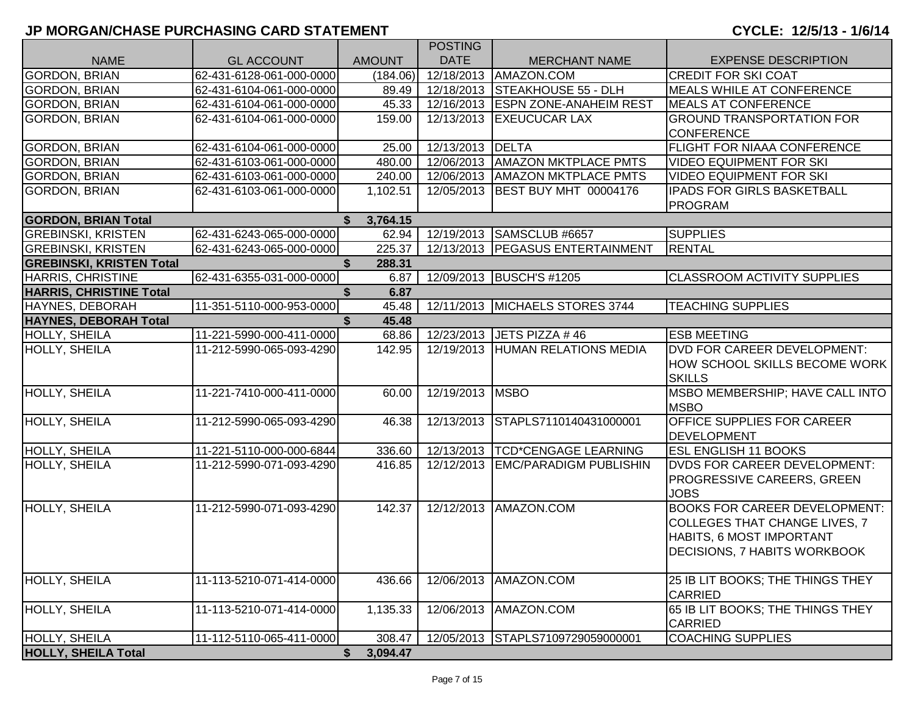## JP MORGAN/CHASE PURCHASING CARD STATEMENT

**CYCLE: 12/5/13 - 1/6/14**

| NAME | GL ACCOUNT | AMOUNT | POSTING DATE | MERCHANT NAME | EXPENSE DESCRIPTION |
|---|---|---|---|---|---|
| GORDON, BRIAN | 62-431-6128-061-000-0000 | (184.06) | 12/18/2013 | AMAZON.COM | CREDIT FOR SKI COAT |
| GORDON, BRIAN | 62-431-6104-061-000-0000 | 89.49 | 12/18/2013 | STEAKHOUSE 55 - DLH | MEALS WHILE AT CONFERENCE |
| GORDON, BRIAN | 62-431-6104-061-000-0000 | 45.33 | 12/16/2013 | ESPN ZONE-ANAHEIM REST | MEALS AT CONFERENCE |
| GORDON, BRIAN | 62-431-6104-061-000-0000 | 159.00 | 12/13/2013 | EXEUCUCAR LAX | GROUND TRANSPORTATION FOR CONFERENCE |
| GORDON, BRIAN | 62-431-6104-061-000-0000 | 25.00 | 12/13/2013 | DELTA | FLIGHT FOR NIAAA CONFERENCE |
| GORDON, BRIAN | 62-431-6103-061-000-0000 | 480.00 | 12/06/2013 | AMAZON MKTPLACE PMTS | VIDEO EQUIPMENT FOR SKI |
| GORDON, BRIAN | 62-431-6103-061-000-0000 | 240.00 | 12/06/2013 | AMAZON MKTPLACE PMTS | VIDEO EQUIPMENT FOR SKI |
| GORDON, BRIAN | 62-431-6103-061-000-0000 | 1,102.51 | 12/05/2013 | BEST BUY MHT 00004176 | IPADS FOR GIRLS BASKETBALL PROGRAM |
| **GORDON, BRIAN Total** | | **$ 3,764.15** | | | |
| GREBINSKI, KRISTEN | 62-431-6243-065-000-0000 | 62.94 | 12/19/2013 | SAMSCLUB #6657 | SUPPLIES |
| GREBINSKI, KRISTEN | 62-431-6243-065-000-0000 | 225.37 | 12/13/2013 | PEGASUS ENTERTAINMENT | RENTAL |
| **GREBINSKI, KRISTEN Total** | | **$ 288.31** | | | |
| HARRIS, CHRISTINE | 62-431-6355-031-000-0000 | 6.87 | 12/09/2013 | BUSCH'S #1205 | CLASSROOM ACTIVITY SUPPLIES |
| **HARRIS, CHRISTINE Total** | | **$ 6.87** | | | |
| HAYNES, DEBORAH | 11-351-5110-000-953-0000 | 45.48 | 12/11/2013 | MICHAELS STORES 3744 | TEACHING SUPPLIES |
| **HAYNES, DEBORAH Total** | | **$ 45.48** | | | |
| HOLLY, SHEILA | 11-221-5990-000-411-0000 | 68.86 | 12/23/2013 | JETS PIZZA # 46 | ESB MEETING |
| HOLLY, SHEILA | 11-212-5990-065-093-4290 | 142.95 | 12/19/2013 | HUMAN RELATIONS MEDIA | DVD FOR CAREER DEVELOPMENT: HOW SCHOOL SKILLS BECOME WORK SKILLS |
| HOLLY, SHEILA | 11-221-7410-000-411-0000 | 60.00 | 12/19/2013 | MSBO | MSBO MEMBERSHIP; HAVE CALL INTO MSBO |
| HOLLY, SHEILA | 11-212-5990-065-093-4290 | 46.38 | 12/13/2013 | STAPLS7110140431000001 | OFFICE SUPPLIES FOR CAREER DEVELOPMENT |
| HOLLY, SHEILA | 11-221-5110-000-000-6844 | 336.60 | 12/13/2013 | TCD*CENGAGE LEARNING | ESL ENGLISH 11 BOOKS |
| HOLLY, SHEILA | 11-212-5990-071-093-4290 | 416.85 | 12/12/2013 | EMC/PARADIGM PUBLISHIN | DVDS FOR CAREER DEVELOPMENT: PROGRESSIVE CAREERS, GREEN JOBS |
| HOLLY, SHEILA | 11-212-5990-071-093-4290 | 142.37 | 12/12/2013 | AMAZON.COM | BOOKS FOR CAREER DEVELOPMENT: COLLEGES THAT CHANGE LIVES, 7 HABITS, 6 MOST IMPORTANT DECISIONS, 7 HABITS WORKBOOK |
| HOLLY, SHEILA | 11-113-5210-071-414-0000 | 436.66 | 12/06/2013 | AMAZON.COM | 25 IB LIT BOOKS; THE THINGS THEY CARRIED |
| HOLLY, SHEILA | 11-113-5210-071-414-0000 | 1,135.33 | 12/06/2013 | AMAZON.COM | 65 IB LIT BOOKS; THE THINGS THEY CARRIED |
| HOLLY, SHEILA | 11-112-5110-065-411-0000 | 308.47 | 12/05/2013 | STAPLS7109729059000001 | COACHING SUPPLIES |
| **HOLLY, SHEILA Total** | | **$ 3,094.47** | | | |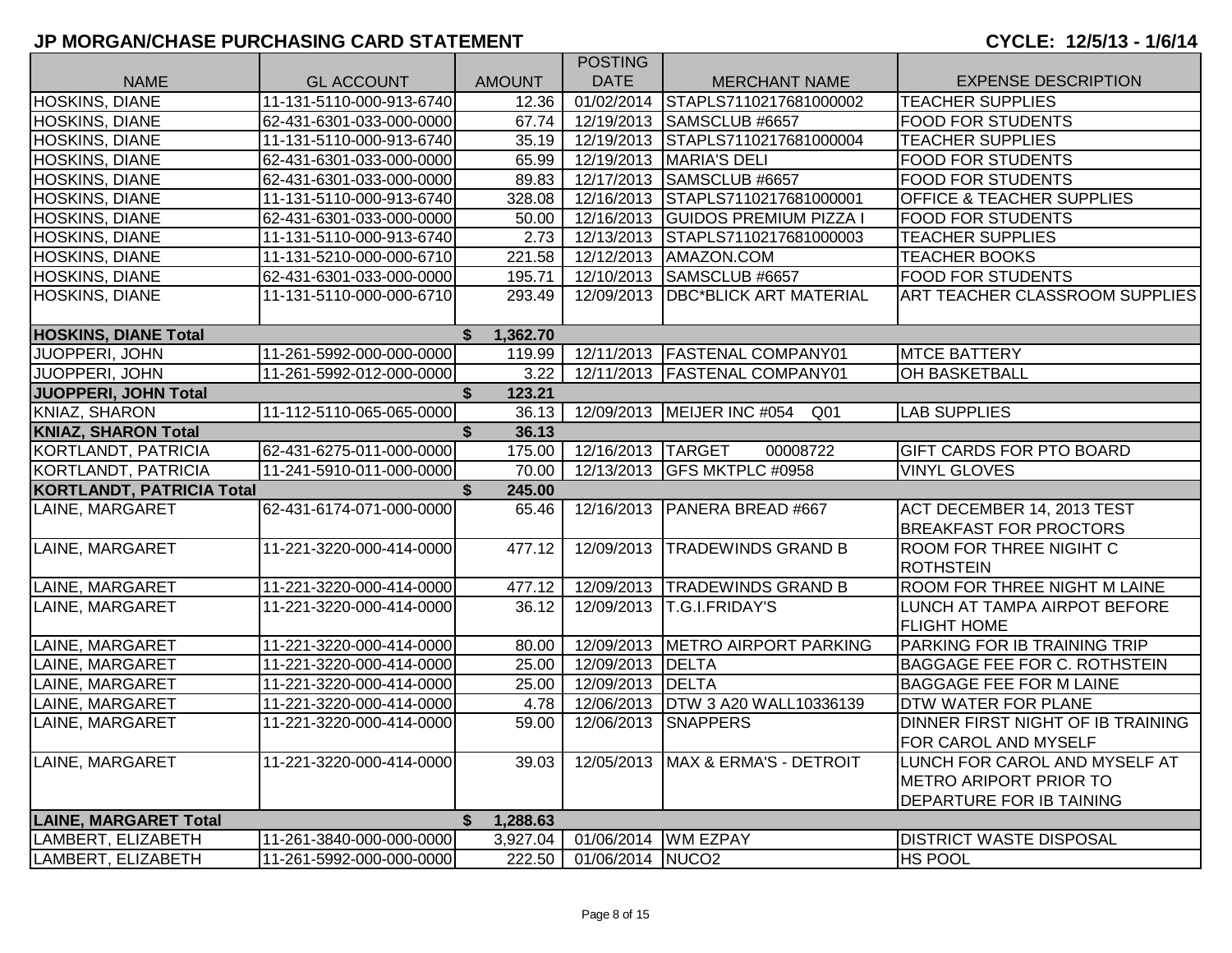## JP MORGAN/CHASE PURCHASING CARD STATEMENT

**CYCLE: 12/5/13 - 1/6/14**

| NAME | GL ACCOUNT | AMOUNT | POSTING DATE | MERCHANT NAME | EXPENSE DESCRIPTION |
|---|---|---|---|---|---|
| HOSKINS, DIANE | 11-131-5110-000-913-6740 | 12.36 | 01/02/2014 | STAPLS7110217681000002 | TEACHER SUPPLIES |
| HOSKINS, DIANE | 62-431-6301-033-000-0000 | 67.74 | 12/19/2013 | SAMSCLUB #6657 | FOOD FOR STUDENTS |
| HOSKINS, DIANE | 11-131-5110-000-913-6740 | 35.19 | 12/19/2013 | STAPLS7110217681000004 | TEACHER SUPPLIES |
| HOSKINS, DIANE | 62-431-6301-033-000-0000 | 65.99 | 12/19/2013 | MARIA'S DELI | FOOD FOR STUDENTS |
| HOSKINS, DIANE | 62-431-6301-033-000-0000 | 89.83 | 12/17/2013 | SAMSCLUB #6657 | FOOD FOR STUDENTS |
| HOSKINS, DIANE | 11-131-5110-000-913-6740 | 328.08 | 12/16/2013 | STAPLS7110217681000001 | OFFICE & TEACHER SUPPLIES |
| HOSKINS, DIANE | 62-431-6301-033-000-0000 | 50.00 | 12/16/2013 | GUIDOS PREMIUM PIZZA I | FOOD FOR STUDENTS |
| HOSKINS, DIANE | 11-131-5110-000-913-6740 | 2.73 | 12/13/2013 | STAPLS7110217681000003 | TEACHER SUPPLIES |
| HOSKINS, DIANE | 11-131-5210-000-000-6710 | 221.58 | 12/12/2013 | AMAZON.COM | TEACHER BOOKS |
| HOSKINS, DIANE | 62-431-6301-033-000-0000 | 195.71 | 12/10/2013 | SAMSCLUB #6657 | FOOD FOR STUDENTS |
| HOSKINS, DIANE | 11-131-5110-000-000-6710 | 293.49 | 12/09/2013 | DBC*BLICK ART MATERIAL | ART TEACHER CLASSROOM SUPPLIES |
| **HOSKINS, DIANE Total** | | **$ 1,362.70** | | | |
| JUOPPERI, JOHN | 11-261-5992-000-000-0000 | 119.99 | 12/11/2013 | FASTENAL COMPANY01 | MTCE BATTERY |
| JUOPPERI, JOHN | 11-261-5992-012-000-0000 | 3.22 | 12/11/2013 | FASTENAL COMPANY01 | OH BASKETBALL |
| **JUOPPERI, JOHN Total** | | **$ 123.21** | | | |
| KNIAZ, SHARON | 11-112-5110-065-065-0000 | 36.13 | 12/09/2013 | MEIJER INC #054 Q01 | LAB SUPPLIES |
| **KNIAZ, SHARON Total** | | **$ 36.13** | | | |
| KORTLANDT, PATRICIA | 62-431-6275-011-000-0000 | 175.00 | 12/16/2013 | TARGET 00008722 | GIFT CARDS FOR PTO BOARD |
| KORTLANDT, PATRICIA | 11-241-5910-011-000-0000 | 70.00 | 12/13/2013 | GFS MKTPLC #0958 | VINYL GLOVES |
| **KORTLANDT, PATRICIA Total** | | **$ 245.00** | | | |
| LAINE, MARGARET | 62-431-6174-071-000-0000 | 65.46 | 12/16/2013 | PANERA BREAD #667 | ACT DECEMBER 14, 2013 TEST BREAKFAST FOR PROCTORS |
| LAINE, MARGARET | 11-221-3220-000-414-0000 | 477.12 | 12/09/2013 | TRADEWINDS GRAND B | ROOM FOR THREE NIGIHT C ROTHSTEIN |
| LAINE, MARGARET | 11-221-3220-000-414-0000 | 477.12 | 12/09/2013 | TRADEWINDS GRAND B | ROOM FOR THREE NIGHT M LAINE |
| LAINE, MARGARET | 11-221-3220-000-414-0000 | 36.12 | 12/09/2013 | T.G.I.FRIDAY'S | LUNCH AT TAMPA AIRPOT BEFORE FLIGHT HOME |
| LAINE, MARGARET | 11-221-3220-000-414-0000 | 80.00 | 12/09/2013 | METRO AIRPORT PARKING | PARKING FOR IB TRAINING TRIP |
| LAINE, MARGARET | 11-221-3220-000-414-0000 | 25.00 | 12/09/2013 | DELTA | BAGGAGE FEE FOR C. ROTHSTEIN |
| LAINE, MARGARET | 11-221-3220-000-414-0000 | 25.00 | 12/09/2013 | DELTA | BAGGAGE FEE FOR M LAINE |
| LAINE, MARGARET | 11-221-3220-000-414-0000 | 4.78 | 12/06/2013 | DTW 3 A20 WALL10336139 | DTW WATER FOR PLANE |
| LAINE, MARGARET | 11-221-3220-000-414-0000 | 59.00 | 12/06/2013 | SNAPPERS | DINNER FIRST NIGHT OF IB TRAINING FOR CAROL AND MYSELF |
| LAINE, MARGARET | 11-221-3220-000-414-0000 | 39.03 | 12/05/2013 | MAX & ERMA'S - DETROIT | LUNCH FOR CAROL AND MYSELF AT METRO ARIPORT PRIOR TO DEPARTURE FOR IB TAINING |
| **LAINE, MARGARET Total** | | **$ 1,288.63** | | | |
| LAMBERT, ELIZABETH | 11-261-3840-000-000-0000 | 3,927.04 | 01/06/2014 | WM EZPAY | DISTRICT WASTE DISPOSAL |
| LAMBERT, ELIZABETH | 11-261-5992-000-000-0000 | 222.50 | 01/06/2014 | NUCO2 | HS POOL |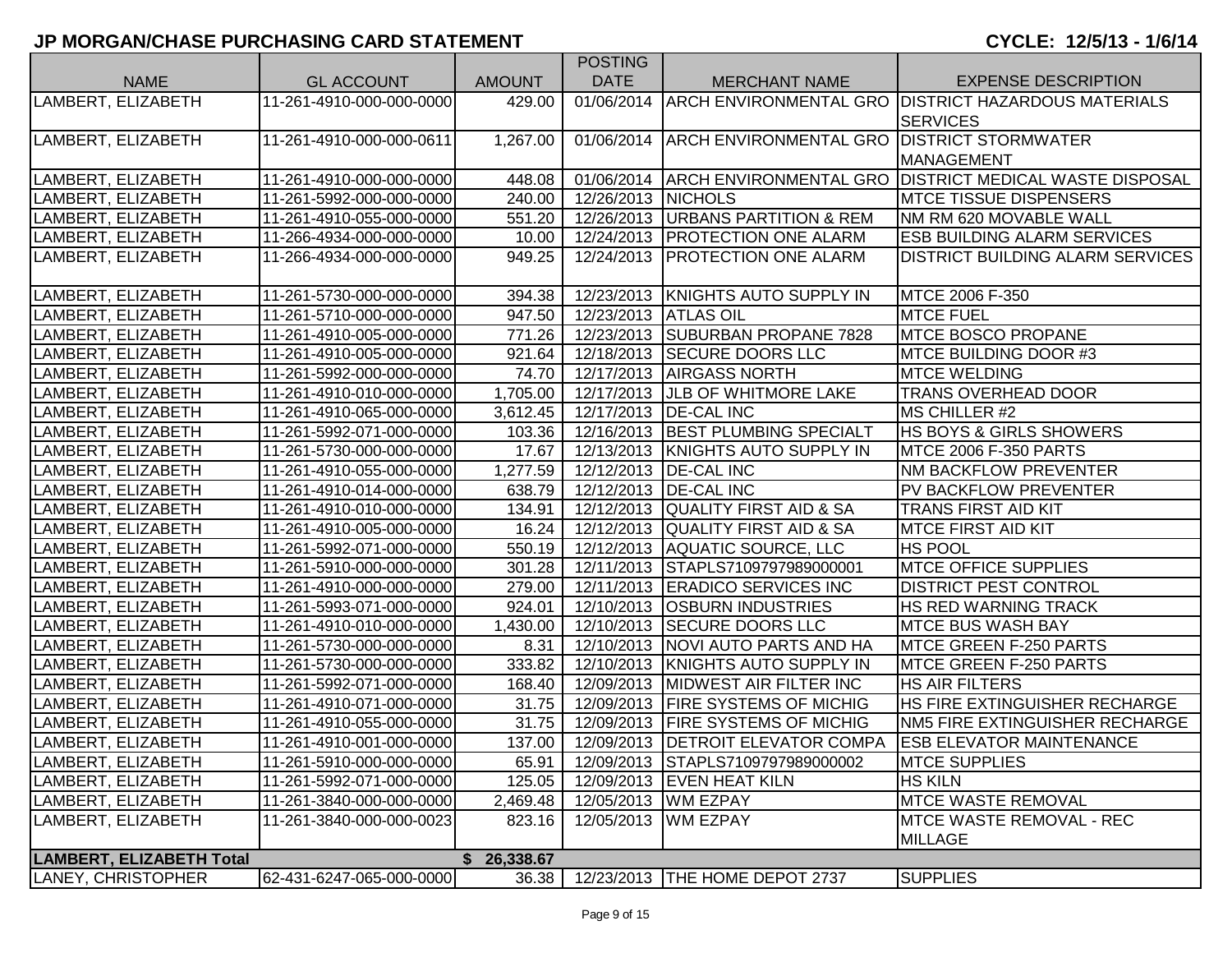## JP MORGAN/CHASE PURCHASING CARD STATEMENT

**CYCLE: 12/5/13 - 1/6/14**

| NAME | GL ACCOUNT | AMOUNT | POSTING DATE | MERCHANT NAME | EXPENSE DESCRIPTION |
|---|---|---|---|---|---|
| LAMBERT, ELIZABETH | 11-261-4910-000-000-0000 | 429.00 | 01/06/2014 | ARCH ENVIRONMENTAL GRO | DISTRICT HAZARDOUS MATERIALS SERVICES |
| LAMBERT, ELIZABETH | 11-261-4910-000-000-0611 | 1,267.00 | 01/06/2014 | ARCH ENVIRONMENTAL GRO | DISTRICT STORMWATER MANAGEMENT |
| LAMBERT, ELIZABETH | 11-261-4910-000-000-0000 | 448.08 | 01/06/2014 | ARCH ENVIRONMENTAL GRO | DISTRICT MEDICAL WASTE DISPOSAL |
| LAMBERT, ELIZABETH | 11-261-5992-000-000-0000 | 240.00 | 12/26/2013 | NICHOLS | MTCE TISSUE DISPENSERS |
| LAMBERT, ELIZABETH | 11-261-4910-055-000-0000 | 551.20 | 12/26/2013 | URBANS PARTITION & REM | NM RM 620 MOVABLE WALL |
| LAMBERT, ELIZABETH | 11-266-4934-000-000-0000 | 10.00 | 12/24/2013 | PROTECTION ONE ALARM | ESB BUILDING ALARM SERVICES |
| LAMBERT, ELIZABETH | 11-266-4934-000-000-0000 | 949.25 | 12/24/2013 | PROTECTION ONE ALARM | DISTRICT BUILDING ALARM SERVICES |
| LAMBERT, ELIZABETH | 11-261-5730-000-000-0000 | 394.38 | 12/23/2013 | KNIGHTS AUTO SUPPLY IN | MTCE 2006 F-350 |
| LAMBERT, ELIZABETH | 11-261-5710-000-000-0000 | 947.50 | 12/23/2013 | ATLAS OIL | MTCE FUEL |
| LAMBERT, ELIZABETH | 11-261-4910-005-000-0000 | 771.26 | 12/23/2013 | SUBURBAN PROPANE 7828 | MTCE BOSCO PROPANE |
| LAMBERT, ELIZABETH | 11-261-4910-005-000-0000 | 921.64 | 12/18/2013 | SECURE DOORS LLC | MTCE BUILDING DOOR #3 |
| LAMBERT, ELIZABETH | 11-261-5992-000-000-0000 | 74.70 | 12/17/2013 | AIRGASS NORTH | MTCE WELDING |
| LAMBERT, ELIZABETH | 11-261-4910-010-000-0000 | 1,705.00 | 12/17/2013 | JLB OF WHITMORE LAKE | TRANS OVERHEAD DOOR |
| LAMBERT, ELIZABETH | 11-261-4910-065-000-0000 | 3,612.45 | 12/17/2013 | DE-CAL INC | MS CHILLER #2 |
| LAMBERT, ELIZABETH | 11-261-5992-071-000-0000 | 103.36 | 12/16/2013 | BEST PLUMBING SPECIALT | HS BOYS & GIRLS SHOWERS |
| LAMBERT, ELIZABETH | 11-261-5730-000-000-0000 | 17.67 | 12/13/2013 | KNIGHTS AUTO SUPPLY IN | MTCE 2006 F-350 PARTS |
| LAMBERT, ELIZABETH | 11-261-4910-055-000-0000 | 1,277.59 | 12/12/2013 | DE-CAL INC | NM BACKFLOW PREVENTER |
| LAMBERT, ELIZABETH | 11-261-4910-014-000-0000 | 638.79 | 12/12/2013 | DE-CAL INC | PV BACKFLOW PREVENTER |
| LAMBERT, ELIZABETH | 11-261-4910-010-000-0000 | 134.91 | 12/12/2013 | QUALITY FIRST AID & SA | TRANS FIRST AID KIT |
| LAMBERT, ELIZABETH | 11-261-4910-005-000-0000 | 16.24 | 12/12/2013 | QUALITY FIRST AID & SA | MTCE FIRST AID KIT |
| LAMBERT, ELIZABETH | 11-261-5992-071-000-0000 | 550.19 | 12/12/2013 | AQUATIC SOURCE, LLC | HS POOL |
| LAMBERT, ELIZABETH | 11-261-5910-000-000-0000 | 301.28 | 12/11/2013 | STAPLS7109797989000001 | MTCE OFFICE SUPPLIES |
| LAMBERT, ELIZABETH | 11-261-4910-000-000-0000 | 279.00 | 12/11/2013 | ERADICO SERVICES INC | DISTRICT PEST CONTROL |
| LAMBERT, ELIZABETH | 11-261-5993-071-000-0000 | 924.01 | 12/10/2013 | OSBURN INDUSTRIES | HS RED WARNING TRACK |
| LAMBERT, ELIZABETH | 11-261-4910-010-000-0000 | 1,430.00 | 12/10/2013 | SECURE DOORS LLC | MTCE BUS WASH BAY |
| LAMBERT, ELIZABETH | 11-261-5730-000-000-0000 | 8.31 | 12/10/2013 | NOVI AUTO PARTS AND HA | MTCE GREEN F-250 PARTS |
| LAMBERT, ELIZABETH | 11-261-5730-000-000-0000 | 333.82 | 12/10/2013 | KNIGHTS AUTO SUPPLY IN | MTCE GREEN F-250 PARTS |
| LAMBERT, ELIZABETH | 11-261-5992-071-000-0000 | 168.40 | 12/09/2013 | MIDWEST AIR FILTER INC | HS AIR FILTERS |
| LAMBERT, ELIZABETH | 11-261-4910-071-000-0000 | 31.75 | 12/09/2013 | FIRE SYSTEMS OF MICHIG | HS FIRE EXTINGUISHER RECHARGE |
| LAMBERT, ELIZABETH | 11-261-4910-055-000-0000 | 31.75 | 12/09/2013 | FIRE SYSTEMS OF MICHIG | NM5 FIRE EXTINGUISHER RECHARGE |
| LAMBERT, ELIZABETH | 11-261-4910-001-000-0000 | 137.00 | 12/09/2013 | DETROIT ELEVATOR COMPA | ESB ELEVATOR MAINTENANCE |
| LAMBERT, ELIZABETH | 11-261-5910-000-000-0000 | 65.91 | 12/09/2013 | STAPLS7109797989000002 | MTCE SUPPLIES |
| LAMBERT, ELIZABETH | 11-261-5992-071-000-0000 | 125.05 | 12/09/2013 | EVEN HEAT KILN | HS KILN |
| LAMBERT, ELIZABETH | 11-261-3840-000-000-0000 | 2,469.48 | 12/05/2013 | WM EZPAY | MTCE WASTE REMOVAL |
| LAMBERT, ELIZABETH | 11-261-3840-000-000-0023 | 823.16 | 12/05/2013 | WM EZPAY | MTCE WASTE REMOVAL - REC MILLAGE |
| **LAMBERT, ELIZABETH Total** | | **$ 26,338.67** | | | |
| LANEY, CHRISTOPHER | 62-431-6247-065-000-0000 | 36.38 | 12/23/2013 | THE HOME DEPOT 2737 | SUPPLIES |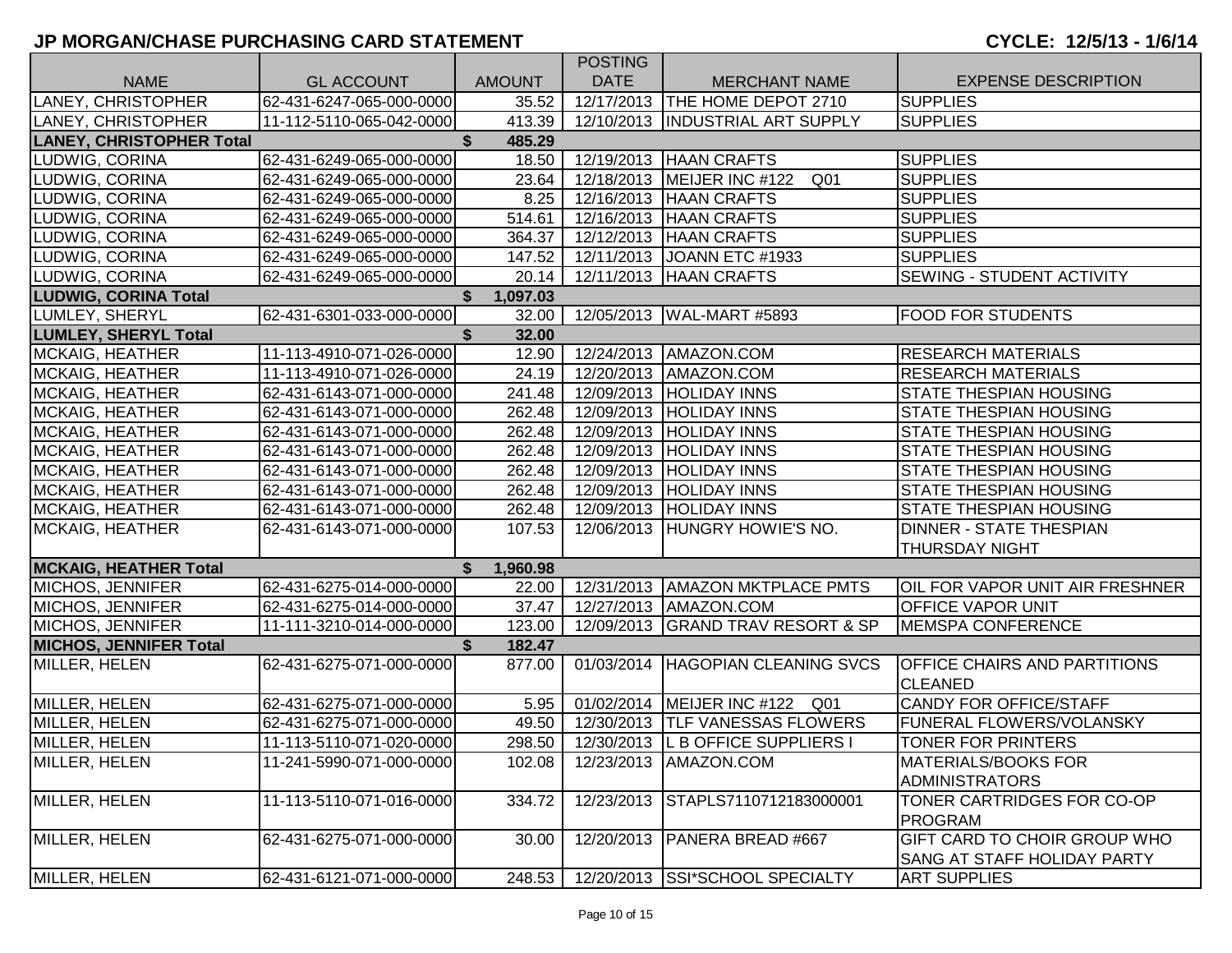## JP MORGAN/CHASE PURCHASING CARD STATEMENT

**CYCLE: 12/5/13 - 1/6/14**

| NAME | GL ACCOUNT | AMOUNT | POSTING DATE | MERCHANT NAME | EXPENSE DESCRIPTION |
|---|---|---|---|---|---|
| LANEY, CHRISTOPHER | 62-431-6247-065-000-0000 | 35.52 | 12/17/2013 | THE HOME DEPOT 2710 | SUPPLIES |
| LANEY, CHRISTOPHER | 11-112-5110-065-042-0000 | 413.39 | 12/10/2013 | INDUSTRIAL ART SUPPLY | SUPPLIES |
| **LANEY, CHRISTOPHER Total** | | **$ 485.29** | | | |
| LUDWIG, CORINA | 62-431-6249-065-000-0000 | 18.50 | 12/19/2013 | HAAN CRAFTS | SUPPLIES |
| LUDWIG, CORINA | 62-431-6249-065-000-0000 | 23.64 | 12/18/2013 | MEIJER INC #122 Q01 | SUPPLIES |
| LUDWIG, CORINA | 62-431-6249-065-000-0000 | 8.25 | 12/16/2013 | HAAN CRAFTS | SUPPLIES |
| LUDWIG, CORINA | 62-431-6249-065-000-0000 | 514.61 | 12/16/2013 | HAAN CRAFTS | SUPPLIES |
| LUDWIG, CORINA | 62-431-6249-065-000-0000 | 364.37 | 12/12/2013 | HAAN CRAFTS | SUPPLIES |
| LUDWIG, CORINA | 62-431-6249-065-000-0000 | 147.52 | 12/11/2013 | JOANN ETC #1933 | SUPPLIES |
| LUDWIG, CORINA | 62-431-6249-065-000-0000 | 20.14 | 12/11/2013 | HAAN CRAFTS | SEWING - STUDENT ACTIVITY |
| **LUDWIG, CORINA Total** | | **$ 1,097.03** | | | |
| LUMLEY, SHERYL | 62-431-6301-033-000-0000 | 32.00 | 12/05/2013 | WAL-MART #5893 | FOOD FOR STUDENTS |
| **LUMLEY, SHERYL Total** | | **$ 32.00** | | | |
| MCKAIG, HEATHER | 11-113-4910-071-026-0000 | 12.90 | 12/24/2013 | AMAZON.COM | RESEARCH MATERIALS |
| MCKAIG, HEATHER | 11-113-4910-071-026-0000 | 24.19 | 12/20/2013 | AMAZON.COM | RESEARCH MATERIALS |
| MCKAIG, HEATHER | 62-431-6143-071-000-0000 | 241.48 | 12/09/2013 | HOLIDAY INNS | STATE THESPIAN HOUSING |
| MCKAIG, HEATHER | 62-431-6143-071-000-0000 | 262.48 | 12/09/2013 | HOLIDAY INNS | STATE THESPIAN HOUSING |
| MCKAIG, HEATHER | 62-431-6143-071-000-0000 | 262.48 | 12/09/2013 | HOLIDAY INNS | STATE THESPIAN HOUSING |
| MCKAIG, HEATHER | 62-431-6143-071-000-0000 | 262.48 | 12/09/2013 | HOLIDAY INNS | STATE THESPIAN HOUSING |
| MCKAIG, HEATHER | 62-431-6143-071-000-0000 | 262.48 | 12/09/2013 | HOLIDAY INNS | STATE THESPIAN HOUSING |
| MCKAIG, HEATHER | 62-431-6143-071-000-0000 | 262.48 | 12/09/2013 | HOLIDAY INNS | STATE THESPIAN HOUSING |
| MCKAIG, HEATHER | 62-431-6143-071-000-0000 | 262.48 | 12/09/2013 | HOLIDAY INNS | STATE THESPIAN HOUSING |
| MCKAIG, HEATHER | 62-431-6143-071-000-0000 | 107.53 | 12/06/2013 | HUNGRY HOWIE'S NO. | DINNER - STATE THESPIAN THURSDAY NIGHT |
| **MCKAIG, HEATHER Total** | | **$ 1,960.98** | | | |
| MICHOS, JENNIFER | 62-431-6275-014-000-0000 | 22.00 | 12/31/2013 | AMAZON MKTPLACE PMTS | OIL FOR VAPOR UNIT AIR FRESHNER |
| MICHOS, JENNIFER | 62-431-6275-014-000-0000 | 37.47 | 12/27/2013 | AMAZON.COM | OFFICE VAPOR UNIT |
| MICHOS, JENNIFER | 11-111-3210-014-000-0000 | 123.00 | 12/09/2013 | GRAND TRAV RESORT & SP | MEMSPA CONFERENCE |
| **MICHOS, JENNIFER Total** | | **$ 182.47** | | | |
| MILLER, HELEN | 62-431-6275-071-000-0000 | 877.00 | 01/03/2014 | HAGOPIAN CLEANING SVCS | OFFICE CHAIRS AND PARTITIONS CLEANED |
| MILLER, HELEN | 62-431-6275-071-000-0000 | 5.95 | 01/02/2014 | MEIJER INC #122 Q01 | CANDY FOR OFFICE/STAFF |
| MILLER, HELEN | 62-431-6275-071-000-0000 | 49.50 | 12/30/2013 | TLF VANESSAS FLOWERS | FUNERAL FLOWERS/VOLANSKY |
| MILLER, HELEN | 11-113-5110-071-020-0000 | 298.50 | 12/30/2013 | L B OFFICE SUPPLIERS I | TONER FOR PRINTERS |
| MILLER, HELEN | 11-241-5990-071-000-0000 | 102.08 | 12/23/2013 | AMAZON.COM | MATERIALS/BOOKS FOR ADMINISTRATORS |
| MILLER, HELEN | 11-113-5110-071-016-0000 | 334.72 | 12/23/2013 | STAPLS7110712183000001 | TONER CARTRIDGES FOR CO-OP PROGRAM |
| MILLER, HELEN | 62-431-6275-071-000-0000 | 30.00 | 12/20/2013 | PANERA BREAD #667 | GIFT CARD TO CHOIR GROUP WHO SANG AT STAFF HOLIDAY PARTY |
| MILLER, HELEN | 62-431-6121-071-000-0000 | 248.53 | 12/20/2013 | SSI*SCHOOL SPECIALTY | ART SUPPLIES |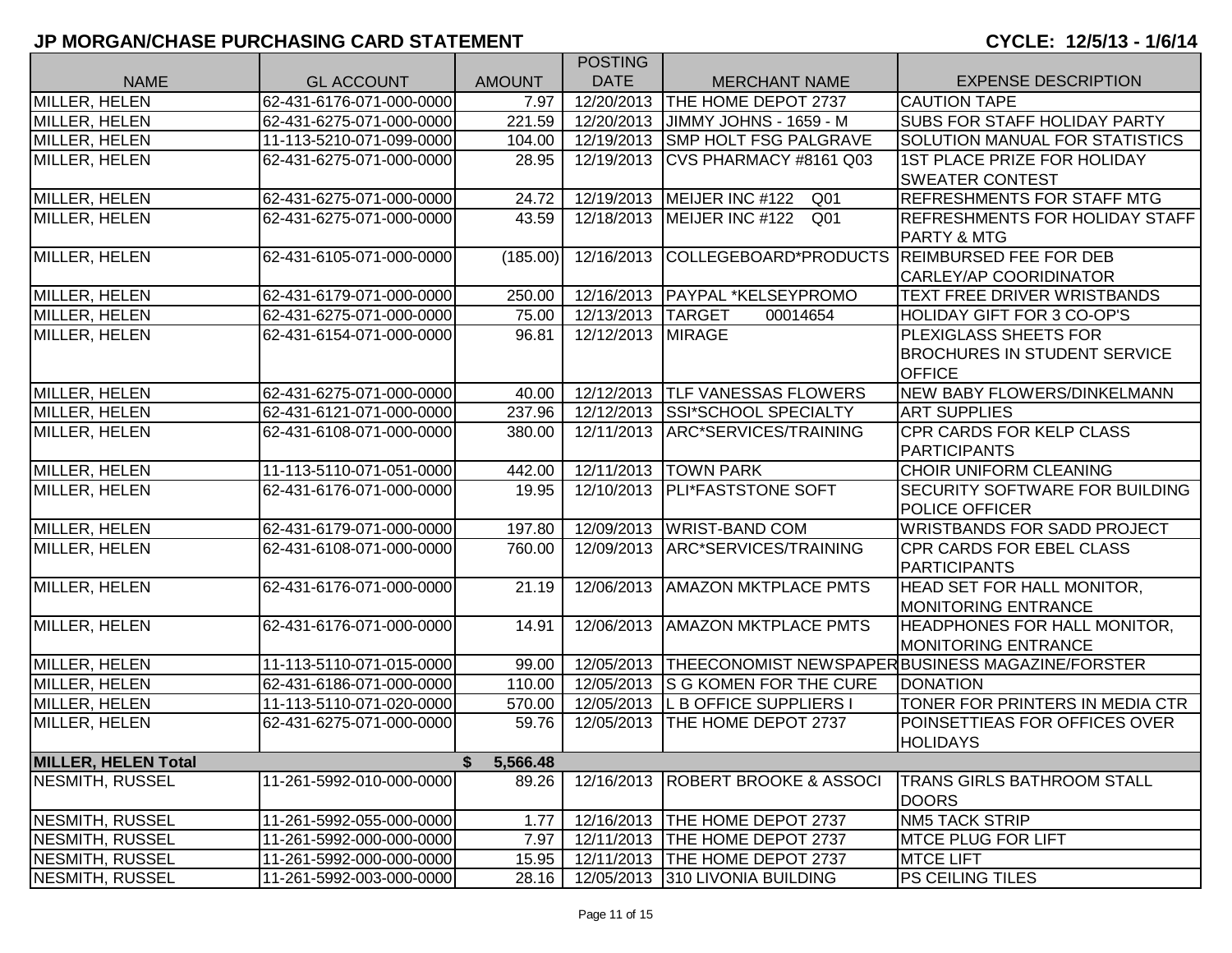## JP MORGAN/CHASE PURCHASING CARD STATEMENT

**CYCLE: 12/5/13 - 1/6/14**

| NAME | GL ACCOUNT | AMOUNT | POSTING DATE | MERCHANT NAME | EXPENSE DESCRIPTION |
|---|---|---|---|---|---|
| MILLER, HELEN | 62-431-6176-071-000-0000 | 7.97 | 12/20/2013 | THE HOME DEPOT 2737 | CAUTION TAPE |
| MILLER, HELEN | 62-431-6275-071-000-0000 | 221.59 | 12/20/2013 | JIMMY JOHNS - 1659 - M | SUBS FOR STAFF HOLIDAY PARTY |
| MILLER, HELEN | 11-113-5210-071-099-0000 | 104.00 | 12/19/2013 | SMP HOLT FSG PALGRAVE | SOLUTION MANUAL FOR STATISTICS |
| MILLER, HELEN | 62-431-6275-071-000-0000 | 28.95 | 12/19/2013 | CVS PHARMACY #8161 Q03 | 1ST PLACE PRIZE FOR HOLIDAY SWEATER CONTEST |
| MILLER, HELEN | 62-431-6275-071-000-0000 | 24.72 | 12/19/2013 | MEIJER INC #122 Q01 | REFRESHMENTS FOR STAFF MTG |
| MILLER, HELEN | 62-431-6275-071-000-0000 | 43.59 | 12/18/2013 | MEIJER INC #122 Q01 | REFRESHMENTS FOR HOLIDAY STAFF PARTY & MTG |
| MILLER, HELEN | 62-431-6105-071-000-0000 | (185.00) | 12/16/2013 | COLLEGEBOARD*PRODUCTS | REIMBURSED FEE FOR DEB CARLEY/AP COORIDINATOR |
| MILLER, HELEN | 62-431-6179-071-000-0000 | 250.00 | 12/16/2013 | PAYPAL *KELSEYPROMO | TEXT FREE DRIVER WRISTBANDS |
| MILLER, HELEN | 62-431-6275-071-000-0000 | 75.00 | 12/13/2013 | TARGET 00014654 | HOLIDAY GIFT FOR 3 CO-OP'S |
| MILLER, HELEN | 62-431-6154-071-000-0000 | 96.81 | 12/12/2013 | MIRAGE | PLEXIGLASS SHEETS FOR BROCHURES IN STUDENT SERVICE OFFICE |
| MILLER, HELEN | 62-431-6275-071-000-0000 | 40.00 | 12/12/2013 | TLF VANESSAS FLOWERS | NEW BABY FLOWERS/DINKELMANN |
| MILLER, HELEN | 62-431-6121-071-000-0000 | 237.96 | 12/12/2013 | SSI*SCHOOL SPECIALTY | ART SUPPLIES |
| MILLER, HELEN | 62-431-6108-071-000-0000 | 380.00 | 12/11/2013 | ARC*SERVICES/TRAINING | CPR CARDS FOR KELP CLASS PARTICIPANTS |
| MILLER, HELEN | 11-113-5110-071-051-0000 | 442.00 | 12/11/2013 | TOWN PARK | CHOIR UNIFORM CLEANING |
| MILLER, HELEN | 62-431-6176-071-000-0000 | 19.95 | 12/10/2013 | PLI*FASTSTONE SOFT | SECURITY SOFTWARE FOR BUILDING POLICE OFFICER |
| MILLER, HELEN | 62-431-6179-071-000-0000 | 197.80 | 12/09/2013 | WRIST-BAND COM | WRISTBANDS FOR SADD PROJECT |
| MILLER, HELEN | 62-431-6108-071-000-0000 | 760.00 | 12/09/2013 | ARC*SERVICES/TRAINING | CPR CARDS FOR EBEL CLASS PARTICIPANTS |
| MILLER, HELEN | 62-431-6176-071-000-0000 | 21.19 | 12/06/2013 | AMAZON MKTPLACE PMTS | HEAD SET FOR HALL MONITOR, MONITORING ENTRANCE |
| MILLER, HELEN | 62-431-6176-071-000-0000 | 14.91 | 12/06/2013 | AMAZON MKTPLACE PMTS | HEADPHONES FOR HALL MONITOR, MONITORING ENTRANCE |
| MILLER, HELEN | 11-113-5110-071-015-0000 | 99.00 | 12/05/2013 | THEECONOMIST NEWSPAPER | BUSINESS MAGAZINE/FORSTER |
| MILLER, HELEN | 62-431-6186-071-000-0000 | 110.00 | 12/05/2013 | S G KOMEN FOR THE CURE | DONATION |
| MILLER, HELEN | 11-113-5110-071-020-0000 | 570.00 | 12/05/2013 | L B OFFICE SUPPLIERS I | TONER FOR PRINTERS IN MEDIA CTR |
| MILLER, HELEN | 62-431-6275-071-000-0000 | 59.76 | 12/05/2013 | THE HOME DEPOT 2737 | POINSETTIEAS FOR OFFICES OVER HOLIDAYS |
| **MILLER, HELEN Total** | | $ 5,566.48 | | | |
| NESMITH, RUSSEL | 11-261-5992-010-000-0000 | 89.26 | 12/16/2013 | ROBERT BROOKE & ASSOCI | TRANS GIRLS BATHROOM STALL DOORS |
| NESMITH, RUSSEL | 11-261-5992-055-000-0000 | 1.77 | 12/16/2013 | THE HOME DEPOT 2737 | NM5 TACK STRIP |
| NESMITH, RUSSEL | 11-261-5992-000-000-0000 | 7.97 | 12/11/2013 | THE HOME DEPOT 2737 | MTCE PLUG FOR LIFT |
| NESMITH, RUSSEL | 11-261-5992-000-000-0000 | 15.95 | 12/11/2013 | THE HOME DEPOT 2737 | MTCE LIFT |
| NESMITH, RUSSEL | 11-261-5992-003-000-0000 | 28.16 | 12/05/2013 | 310 LIVONIA BUILDING | PS CEILING TILES |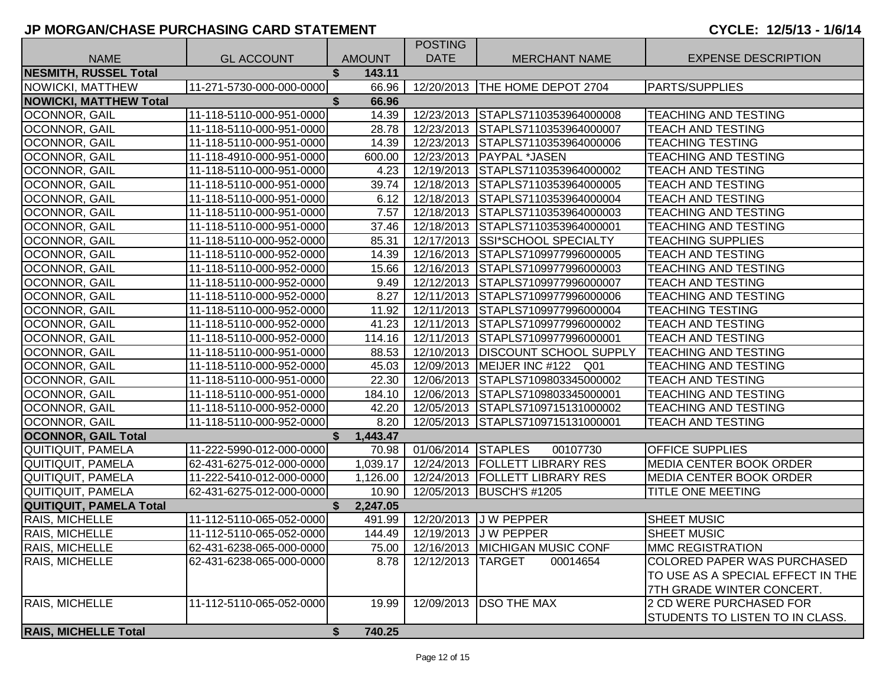## JP MORGAN/CHASE PURCHASING CARD STATEMENT

**CYCLE: 12/5/13 - 1/6/14**

| NAME | GL ACCOUNT | AMOUNT | POSTING DATE | MERCHANT NAME | EXPENSE DESCRIPTION |
|---|---|---|---|---|---|
| **NESMITH, RUSSEL Total** | | **$ 143.11** | | | |
| NOWICKI, MATTHEW | 11-271-5730-000-000-0000 | 66.96 | 12/20/2013 | THE HOME DEPOT 2704 | PARTS/SUPPLIES |
| **NOWICKI, MATTHEW Total** | | **$ 66.96** | | | |
| OCONNOR, GAIL | 11-118-5110-000-951-0000 | 14.39 | 12/23/2013 | STAPLS7110353964000008 | TEACHING AND TESTING |
| OCONNOR, GAIL | 11-118-5110-000-951-0000 | 28.78 | 12/23/2013 | STAPLS7110353964000007 | TEACH AND TESTING |
| OCONNOR, GAIL | 11-118-5110-000-951-0000 | 14.39 | 12/23/2013 | STAPLS7110353964000006 | TEACHING TESTING |
| OCONNOR, GAIL | 11-118-4910-000-951-0000 | 600.00 | 12/23/2013 | PAYPAL *JASEN | TEACHING AND TESTING |
| OCONNOR, GAIL | 11-118-5110-000-951-0000 | 4.23 | 12/19/2013 | STAPLS7110353964000002 | TEACH AND TESTING |
| OCONNOR, GAIL | 11-118-5110-000-951-0000 | 39.74 | 12/18/2013 | STAPLS7110353964000005 | TEACH AND TESTING |
| OCONNOR, GAIL | 11-118-5110-000-951-0000 | 6.12 | 12/18/2013 | STAPLS7110353964000004 | TEACH AND TESTING |
| OCONNOR, GAIL | 11-118-5110-000-951-0000 | 7.57 | 12/18/2013 | STAPLS7110353964000003 | TEACHING AND TESTING |
| OCONNOR, GAIL | 11-118-5110-000-951-0000 | 37.46 | 12/18/2013 | STAPLS7110353964000001 | TEACHING AND TESTING |
| OCONNOR, GAIL | 11-118-5110-000-952-0000 | 85.31 | 12/17/2013 | SSI*SCHOOL SPECIALTY | TEACHING SUPPLIES |
| OCONNOR, GAIL | 11-118-5110-000-952-0000 | 14.39 | 12/16/2013 | STAPLS7109977996000005 | TEACH AND TESTING |
| OCONNOR, GAIL | 11-118-5110-000-952-0000 | 15.66 | 12/16/2013 | STAPLS7109977996000003 | TEACHING AND TESTING |
| OCONNOR, GAIL | 11-118-5110-000-952-0000 | 9.49 | 12/12/2013 | STAPLS7109977996000007 | TEACH AND TESTING |
| OCONNOR, GAIL | 11-118-5110-000-952-0000 | 8.27 | 12/11/2013 | STAPLS7109977996000006 | TEACHING AND TESTING |
| OCONNOR, GAIL | 11-118-5110-000-952-0000 | 11.92 | 12/11/2013 | STAPLS7109977996000004 | TEACHING TESTING |
| OCONNOR, GAIL | 11-118-5110-000-952-0000 | 41.23 | 12/11/2013 | STAPLS7109977996000002 | TEACH AND TESTING |
| OCONNOR, GAIL | 11-118-5110-000-952-0000 | 114.16 | 12/11/2013 | STAPLS7109977996000001 | TEACH AND TESTING |
| OCONNOR, GAIL | 11-118-5110-000-951-0000 | 88.53 | 12/10/2013 | DISCOUNT SCHOOL SUPPLY | TEACHING AND TESTING |
| OCONNOR, GAIL | 11-118-5110-000-952-0000 | 45.03 | 12/09/2013 | MEIJER INC #122 Q01 | TEACHING AND TESTING |
| OCONNOR, GAIL | 11-118-5110-000-951-0000 | 22.30 | 12/06/2013 | STAPLS7109803345000002 | TEACH AND TESTING |
| OCONNOR, GAIL | 11-118-5110-000-951-0000 | 184.10 | 12/06/2013 | STAPLS7109803345000001 | TEACHING AND TESTING |
| OCONNOR, GAIL | 11-118-5110-000-952-0000 | 42.20 | 12/05/2013 | STAPLS7109715131000002 | TEACHING AND TESTING |
| OCONNOR, GAIL | 11-118-5110-000-952-0000 | 8.20 | 12/05/2013 | STAPLS7109715131000001 | TEACH AND TESTING |
| **OCONNOR, GAIL Total** | | **$ 1,443.47** | | | |
| QUITIQUIT, PAMELA | 11-222-5990-012-000-0000 | 70.98 | 01/06/2014 | STAPLES 00107730 | OFFICE SUPPLIES |
| QUITIQUIT, PAMELA | 62-431-6275-012-000-0000 | 1,039.17 | 12/24/2013 | FOLLETT LIBRARY RES | MEDIA CENTER BOOK ORDER |
| QUITIQUIT, PAMELA | 11-222-5410-012-000-0000 | 1,126.00 | 12/24/2013 | FOLLETT LIBRARY RES | MEDIA CENTER BOOK ORDER |
| QUITIQUIT, PAMELA | 62-431-6275-012-000-0000 | 10.90 | 12/05/2013 | BUSCH'S #1205 | TITLE ONE MEETING |
| **QUITIQUIT, PAMELA Total** | | **$ 2,247.05** | | | |
| RAIS, MICHELLE | 11-112-5110-065-052-0000 | 491.99 | 12/20/2013 | J W PEPPER | SHEET MUSIC |
| RAIS, MICHELLE | 11-112-5110-065-052-0000 | 144.49 | 12/19/2013 | J W PEPPER | SHEET MUSIC |
| RAIS, MICHELLE | 62-431-6238-065-000-0000 | 75.00 | 12/16/2013 | MICHIGAN MUSIC CONF | MMC REGISTRATION |
| RAIS, MICHELLE | 62-431-6238-065-000-0000 | 8.78 | 12/12/2013 | TARGET 00014654 | COLORED PAPER WAS PURCHASED TO USE AS A SPECIAL EFFECT IN THE 7TH GRADE WINTER CONCERT. |
| RAIS, MICHELLE | 11-112-5110-065-052-0000 | 19.99 | 12/09/2013 | DSO THE MAX | 2 CD WERE PURCHASED FOR STUDENTS TO LISTEN TO IN CLASS. |
| **RAIS, MICHELLE Total** | | **$ 740.25** | | | |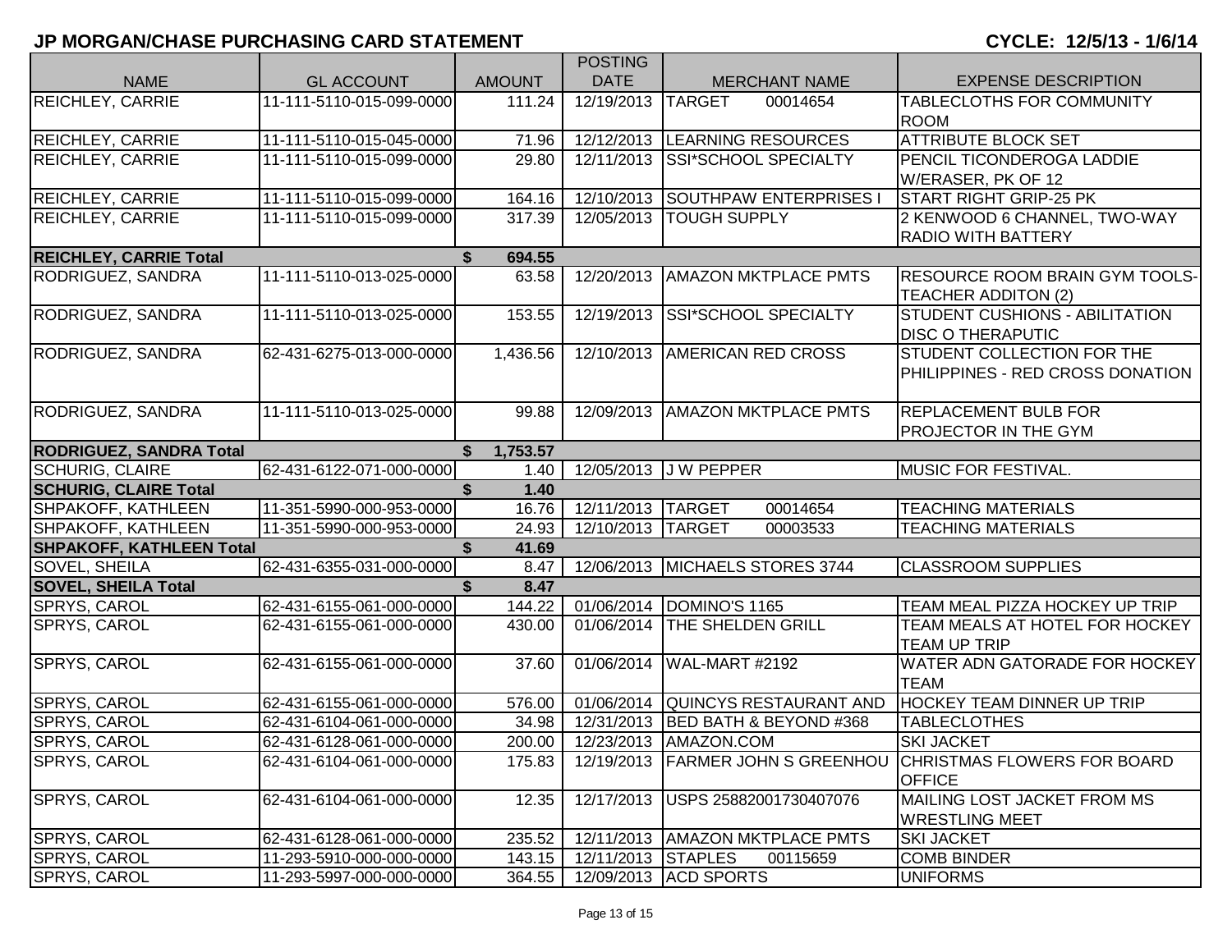## JP MORGAN/CHASE PURCHASING CARD STATEMENT

**CYCLE: 12/5/13 - 1/6/14**

| NAME | GL ACCOUNT | AMOUNT | POSTING DATE | MERCHANT NAME | EXPENSE DESCRIPTION |
|---|---|---|---|---|---|
| REICHLEY, CARRIE | 11-111-5110-015-099-0000 | 111.24 | 12/19/2013 | TARGET 00014654 | TABLECLOTHS FOR COMMUNITY ROOM |
| REICHLEY, CARRIE | 11-111-5110-015-045-0000 | 71.96 | 12/12/2013 | LEARNING RESOURCES | ATTRIBUTE BLOCK SET |
| REICHLEY, CARRIE | 11-111-5110-015-099-0000 | 29.80 | 12/11/2013 | SSI*SCHOOL SPECIALTY | PENCIL TICONDEROGA LADDIE W/ERASER, PK OF 12 |
| REICHLEY, CARRIE | 11-111-5110-015-099-0000 | 164.16 | 12/10/2013 | SOUTHPAW ENTERPRISES I | START RIGHT GRIP-25 PK |
| REICHLEY, CARRIE | 11-111-5110-015-099-0000 | 317.39 | 12/05/2013 | TOUGH SUPPLY | 2 KENWOOD 6 CHANNEL, TWO-WAY RADIO WITH BATTERY |
| **REICHLEY, CARRIE Total** | | **$ 694.55** | | | |
| RODRIGUEZ, SANDRA | 11-111-5110-013-025-0000 | 63.58 | 12/20/2013 | AMAZON MKTPLACE PMTS | RESOURCE ROOM BRAIN GYM TOOLS-TEACHER ADDITON (2) |
| RODRIGUEZ, SANDRA | 11-111-5110-013-025-0000 | 153.55 | 12/19/2013 | SSI*SCHOOL SPECIALTY | STUDENT CUSHIONS - ABILITATION DISC O THERAPUTIC |
| RODRIGUEZ, SANDRA | 62-431-6275-013-000-0000 | 1,436.56 | 12/10/2013 | AMERICAN RED CROSS | STUDENT COLLECTION FOR THE PHILIPPINES - RED CROSS DONATION |
| RODRIGUEZ, SANDRA | 11-111-5110-013-025-0000 | 99.88 | 12/09/2013 | AMAZON MKTPLACE PMTS | REPLACEMENT BULB FOR PROJECTOR IN THE GYM |
| **RODRIGUEZ, SANDRA Total** | | **$ 1,753.57** | | | |
| SCHURIG, CLAIRE | 62-431-6122-071-000-0000 | 1.40 | 12/05/2013 | J W PEPPER | MUSIC FOR FESTIVAL. |
| **SCHURIG, CLAIRE Total** | | **$ 1.40** | | | |
| SHPAKOFF, KATHLEEN | 11-351-5990-000-953-0000 | 16.76 | 12/11/2013 | TARGET 00014654 | TEACHING MATERIALS |
| SHPAKOFF, KATHLEEN | 11-351-5990-000-953-0000 | 24.93 | 12/10/2013 | TARGET 00003533 | TEACHING MATERIALS |
| **SHPAKOFF, KATHLEEN Total** | | **$ 41.69** | | | |
| SOVEL, SHEILA | 62-431-6355-031-000-0000 | 8.47 | 12/06/2013 | MICHAELS STORES 3744 | CLASSROOM SUPPLIES |
| **SOVEL, SHEILA Total** | | **$ 8.47** | | | |
| SPRYS, CAROL | 62-431-6155-061-000-0000 | 144.22 | 01/06/2014 | DOMINO'S 1165 | TEAM MEAL PIZZA HOCKEY UP TRIP |
| SPRYS, CAROL | 62-431-6155-061-000-0000 | 430.00 | 01/06/2014 | THE SHELDEN GRILL | TEAM MEALS AT HOTEL FOR HOCKEY TEAM UP TRIP |
| SPRYS, CAROL | 62-431-6155-061-000-0000 | 37.60 | 01/06/2014 | WAL-MART #2192 | WATER ADN GATORADE FOR HOCKEY TEAM |
| SPRYS, CAROL | 62-431-6155-061-000-0000 | 576.00 | 01/06/2014 | QUINCYS RESTAURANT AND | HOCKEY TEAM DINNER UP TRIP |
| SPRYS, CAROL | 62-431-6104-061-000-0000 | 34.98 | 12/31/2013 | BED BATH & BEYOND #368 | TABLECLOTHES |
| SPRYS, CAROL | 62-431-6128-061-000-0000 | 200.00 | 12/23/2013 | AMAZON.COM | SKI JACKET |
| SPRYS, CAROL | 62-431-6104-061-000-0000 | 175.83 | 12/19/2013 | FARMER JOHN S GREENHOU | CHRISTMAS FLOWERS FOR BOARD OFFICE |
| SPRYS, CAROL | 62-431-6104-061-000-0000 | 12.35 | 12/17/2013 | USPS 25882001730407076 | MAILING LOST JACKET FROM MS WRESTLING MEET |
| SPRYS, CAROL | 62-431-6128-061-000-0000 | 235.52 | 12/11/2013 | AMAZON MKTPLACE PMTS | SKI JACKET |
| SPRYS, CAROL | 11-293-5910-000-000-0000 | 143.15 | 12/11/2013 | STAPLES 00115659 | COMB BINDER |
| SPRYS, CAROL | 11-293-5997-000-000-0000 | 364.55 | 12/09/2013 | ACD SPORTS | UNIFORMS |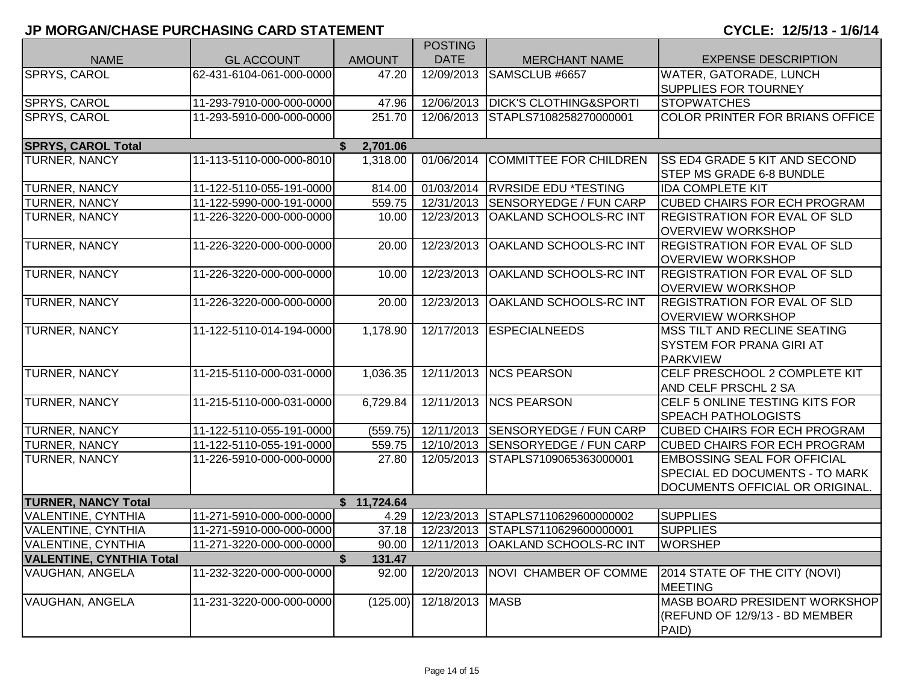## JP MORGAN/CHASE PURCHASING CARD STATEMENT

**CYCLE: 12/5/13 - 1/6/14**

| NAME | GL ACCOUNT | AMOUNT | POSTING DATE | MERCHANT NAME | EXPENSE DESCRIPTION |
|---|---|---|---|---|---|
| SPRYS, CAROL | 62-431-6104-061-000-0000 | 47.20 | 12/09/2013 | SAMSCLUB #6657 | WATER, GATORADE, LUNCH SUPPLIES FOR TOURNEY |
| SPRYS, CAROL | 11-293-7910-000-000-0000 | 47.96 | 12/06/2013 | DICK'S CLOTHING&SPORTI | STOPWATCHES |
| SPRYS, CAROL | 11-293-5910-000-000-0000 | 251.70 | 12/06/2013 | STAPLS7108258270000001 | COLOR PRINTER FOR BRIANS OFFICE |
| **SPRYS, CAROL Total** | | **$ 2,701.06** | | | |
| TURNER, NANCY | 11-113-5110-000-000-8010 | 1,318.00 | 01/06/2014 | COMMITTEE FOR CHILDREN | SS ED4 GRADE 5 KIT AND SECOND STEP MS GRADE 6-8 BUNDLE |
| TURNER, NANCY | 11-122-5110-055-191-0000 | 814.00 | 01/03/2014 | RVRSIDE EDU *TESTING | IDA COMPLETE KIT |
| TURNER, NANCY | 11-122-5990-000-191-0000 | 559.75 | 12/31/2013 | SENSORYEDGE / FUN CARP | CUBED CHAIRS FOR ECH PROGRAM |
| TURNER, NANCY | 11-226-3220-000-000-0000 | 10.00 | 12/23/2013 | OAKLAND SCHOOLS-RC INT | REGISTRATION FOR EVAL OF SLD OVERVIEW WORKSHOP |
| TURNER, NANCY | 11-226-3220-000-000-0000 | 20.00 | 12/23/2013 | OAKLAND SCHOOLS-RC INT | REGISTRATION FOR EVAL OF SLD OVERVIEW WORKSHOP |
| TURNER, NANCY | 11-226-3220-000-000-0000 | 10.00 | 12/23/2013 | OAKLAND SCHOOLS-RC INT | REGISTRATION FOR EVAL OF SLD OVERVIEW WORKSHOP |
| TURNER, NANCY | 11-226-3220-000-000-0000 | 20.00 | 12/23/2013 | OAKLAND SCHOOLS-RC INT | REGISTRATION FOR EVAL OF SLD OVERVIEW WORKSHOP |
| TURNER, NANCY | 11-122-5110-014-194-0000 | 1,178.90 | 12/17/2013 | ESPECIALNEEDS | MSS TILT AND RECLINE SEATING SYSTEM FOR PRANA GIRI AT PARKVIEW |
| TURNER, NANCY | 11-215-5110-000-031-0000 | 1,036.35 | 12/11/2013 | NCS PEARSON | CELF PRESCHOOL 2 COMPLETE KIT AND CELF PRSCHL 2 SA |
| TURNER, NANCY | 11-215-5110-000-031-0000 | 6,729.84 | 12/11/2013 | NCS PEARSON | CELF 5 ONLINE TESTING KITS FOR SPEACH PATHOLOGISTS |
| TURNER, NANCY | 11-122-5110-055-191-0000 | (559.75) | 12/11/2013 | SENSORYEDGE / FUN CARP | CUBED CHAIRS FOR ECH PROGRAM |
| TURNER, NANCY | 11-122-5110-055-191-0000 | 559.75 | 12/10/2013 | SENSORYEDGE / FUN CARP | CUBED CHAIRS FOR ECH PROGRAM |
| TURNER, NANCY | 11-226-5910-000-000-0000 | 27.80 | 12/05/2013 | STAPLS7109065363000001 | EMBOSSING SEAL FOR OFFICIAL SPECIAL ED DOCUMENTS - TO MARK DOCUMENTS OFFICIAL OR ORIGINAL. |
| **TURNER, NANCY Total** | | **$ 11,724.64** | | | |
| VALENTINE, CYNTHIA | 11-271-5910-000-000-0000 | 4.29 | 12/23/2013 | STAPLS7110629600000002 | SUPPLIES |
| VALENTINE, CYNTHIA | 11-271-5910-000-000-0000 | 37.18 | 12/23/2013 | STAPLS7110629600000001 | SUPPLIES |
| VALENTINE, CYNTHIA | 11-271-3220-000-000-0000 | 90.00 | 12/11/2013 | OAKLAND SCHOOLS-RC INT | WORSHEP |
| **VALENTINE, CYNTHIA Total** | | **$ 131.47** | | | |
| VAUGHAN, ANGELA | 11-232-3220-000-000-0000 | 92.00 | 12/20/2013 | NOVI CHAMBER OF COMME | 2014 STATE OF THE CITY (NOVI) MEETING |
| VAUGHAN, ANGELA | 11-231-3220-000-000-0000 | (125.00) | 12/18/2013 | MASB | MASB BOARD PRESIDENT WORKSHOP (REFUND OF 12/9/13 - BD MEMBER PAID) |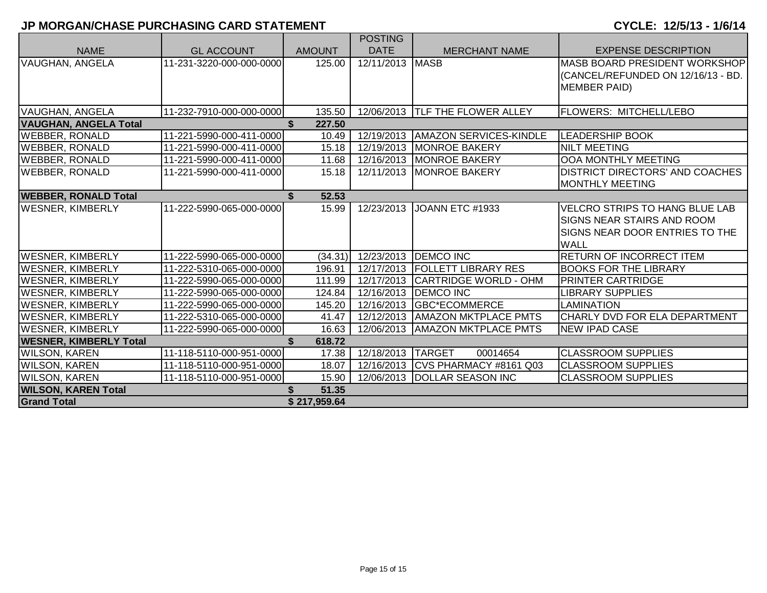## JP MORGAN/CHASE PURCHASING CARD STATEMENT

**CYCLE: 12/5/13 - 1/6/14**

| NAME | GL ACCOUNT | AMOUNT | POSTING DATE | MERCHANT NAME | EXPENSE DESCRIPTION |
|---|---|---|---|---|---|
| VAUGHAN, ANGELA | 11-231-3220-000-000-0000 | 125.00 | 12/11/2013 | MASB | MASB BOARD PRESIDENT WORKSHOP (CANCEL/REFUNDED ON 12/16/13 - BD. MEMBER PAID) |
| VAUGHAN, ANGELA | 11-232-7910-000-000-0000 | 135.50 | 12/06/2013 | TLF THE FLOWER ALLEY | FLOWERS: MITCHELL/LEBO |
| **VAUGHAN, ANGELA Total** | | **$ 227.50** | | | |
| WEBBER, RONALD | 11-221-5990-000-411-0000 | 10.49 | 12/19/2013 | AMAZON SERVICES-KINDLE | LEADERSHIP BOOK |
| WEBBER, RONALD | 11-221-5990-000-411-0000 | 15.18 | 12/19/2013 | MONROE BAKERY | NILT MEETING |
| WEBBER, RONALD | 11-221-5990-000-411-0000 | 11.68 | 12/16/2013 | MONROE BAKERY | OOA MONTHLY MEETING |
| WEBBER, RONALD | 11-221-5990-000-411-0000 | 15.18 | 12/11/2013 | MONROE BAKERY | DISTRICT DIRECTORS' AND COACHES MONTHLY MEETING |
| **WEBBER, RONALD Total** | | **$ 52.53** | | | |
| WESNER, KIMBERLY | 11-222-5990-065-000-0000 | 15.99 | 12/23/2013 | JOANN ETC #1933 | VELCRO STRIPS TO HANG BLUE LAB SIGNS NEAR STAIRS AND ROOM SIGNS NEAR DOOR ENTRIES TO THE WALL |
| WESNER, KIMBERLY | 11-222-5990-065-000-0000 | (34.31) | 12/23/2013 | DEMCO INC | RETURN OF INCORRECT ITEM |
| WESNER, KIMBERLY | 11-222-5310-065-000-0000 | 196.91 | 12/17/2013 | FOLLETT LIBRARY RES | BOOKS FOR THE LIBRARY |
| WESNER, KIMBERLY | 11-222-5990-065-000-0000 | 111.99 | 12/17/2013 | CARTRIDGE WORLD - OHM | PRINTER CARTRIDGE |
| WESNER, KIMBERLY | 11-222-5990-065-000-0000 | 124.84 | 12/16/2013 | DEMCO INC | LIBRARY SUPPLIES |
| WESNER, KIMBERLY | 11-222-5990-065-000-0000 | 145.20 | 12/16/2013 | GBC*ECOMMERCE | LAMINATION |
| WESNER, KIMBERLY | 11-222-5310-065-000-0000 | 41.47 | 12/12/2013 | AMAZON MKTPLACE PMTS | CHARLY DVD FOR ELA DEPARTMENT |
| WESNER, KIMBERLY | 11-222-5990-065-000-0000 | 16.63 | 12/06/2013 | AMAZON MKTPLACE PMTS | NEW IPAD CASE |
| **WESNER, KIMBERLY Total** | | **$ 618.72** | | | |
| WILSON, KAREN | 11-118-5110-000-951-0000 | 17.38 | 12/18/2013 | TARGET 00014654 | CLASSROOM SUPPLIES |
| WILSON, KAREN | 11-118-5110-000-951-0000 | 18.07 | 12/16/2013 | CVS PHARMACY #8161 Q03 | CLASSROOM SUPPLIES |
| WILSON, KAREN | 11-118-5110-000-951-0000 | 15.90 | 12/06/2013 | DOLLAR SEASON INC | CLASSROOM SUPPLIES |
| **WILSON, KAREN Total** | | **$ 51.35** | | | |
| **Grand Total** | | **$ 217,959.64** | | | |